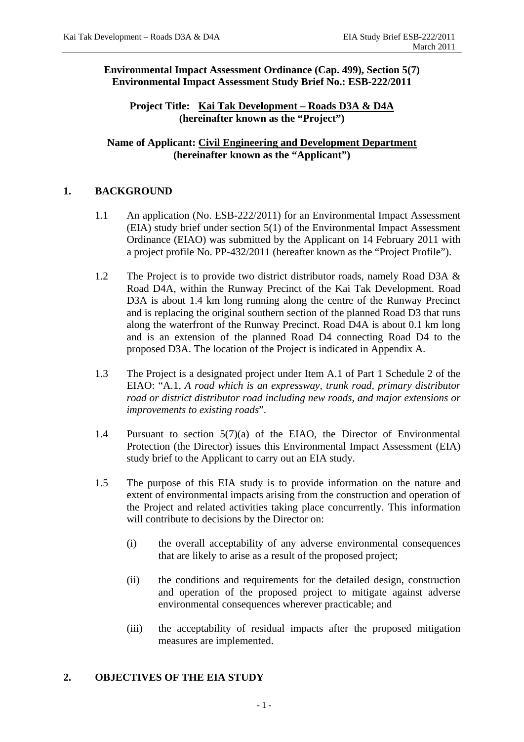**Environmental Impact Assessment Ordinance (Cap. 499), Section 5(7)**
**Environmental Impact Assessment Study Brief No.: ESB-222/2011**

**Project Title: <u>Kai Tak Development – Roads D3A & D4A</u>**
**(hereinafter known as the "Project")**

**Name of Applicant: <u>Civil Engineering and Development Department</u>**
**(hereinafter known as the "Applicant")**

## 1. BACKGROUND

1.1 An application (No. ESB-222/2011) for an Environmental Impact Assessment (EIA) study brief under section 5(1) of the Environmental Impact Assessment Ordinance (EIAO) was submitted by the Applicant on 14 February 2011 with a project profile No. PP-432/2011 (hereafter known as the "Project Profile").

1.2 The Project is to provide two district distributor roads, namely Road D3A & Road D4A, within the Runway Precinct of the Kai Tak Development. Road D3A is about 1.4 km long running along the centre of the Runway Precinct and is replacing the original southern section of the planned Road D3 that runs along the waterfront of the Runway Precinct. Road D4A is about 0.1 km long and is an extension of the planned Road D4 connecting Road D4 to the proposed D3A. The location of the Project is indicated in Appendix A.

1.3 The Project is a designated project under Item A.1 of Part 1 Schedule 2 of the EIAO: "A.1, *A road which is an expressway, trunk road, primary distributor road or district distributor road including new roads, and major extensions or improvements to existing roads*".

1.4 Pursuant to section 5(7)(a) of the EIAO, the Director of Environmental Protection (the Director) issues this Environmental Impact Assessment (EIA) study brief to the Applicant to carry out an EIA study.

1.5 The purpose of this EIA study is to provide information on the nature and extent of environmental impacts arising from the construction and operation of the Project and related activities taking place concurrently. This information will contribute to decisions by the Director on:

(i) the overall acceptability of any adverse environmental consequences that are likely to arise as a result of the proposed project;

(ii) the conditions and requirements for the detailed design, construction and operation of the proposed project to mitigate against adverse environmental consequences wherever practicable; and

(iii) the acceptability of residual impacts after the proposed mitigation measures are implemented.

## 2. OBJECTIVES OF THE EIA STUDY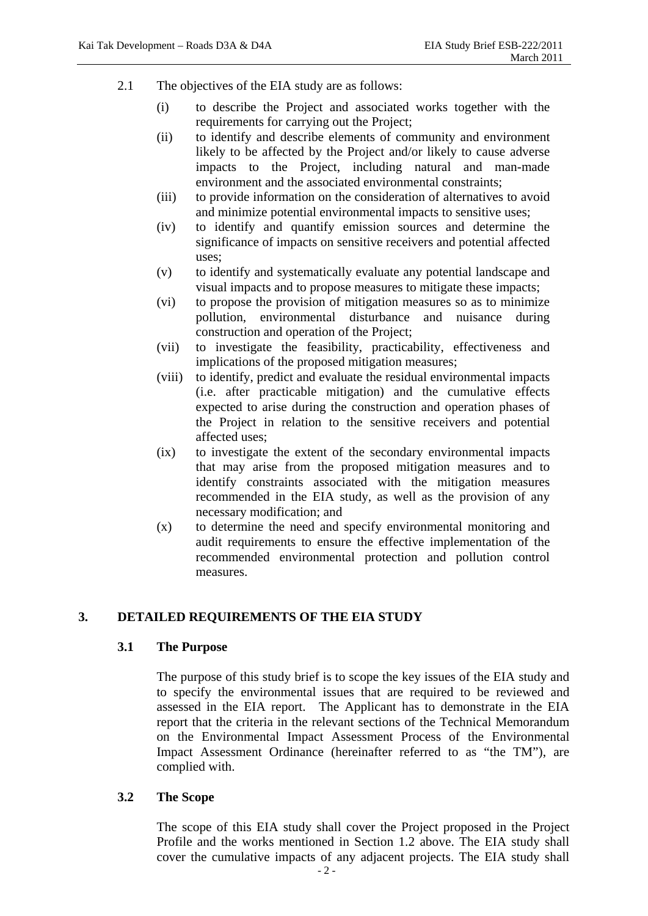2.1 The objectives of the EIA study are as follows:

(i) to describe the Project and associated works together with the requirements for carrying out the Project;

(ii) to identify and describe elements of community and environment likely to be affected by the Project and/or likely to cause adverse impacts to the Project, including natural and man-made environment and the associated environmental constraints;

(iii) to provide information on the consideration of alternatives to avoid and minimize potential environmental impacts to sensitive uses;

(iv) to identify and quantify emission sources and determine the significance of impacts on sensitive receivers and potential affected uses;

(v) to identify and systematically evaluate any potential landscape and visual impacts and to propose measures to mitigate these impacts;

(vi) to propose the provision of mitigation measures so as to minimize pollution, environmental disturbance and nuisance during construction and operation of the Project;

(vii) to investigate the feasibility, practicability, effectiveness and implications of the proposed mitigation measures;

(viii) to identify, predict and evaluate the residual environmental impacts (i.e. after practicable mitigation) and the cumulative effects expected to arise during the construction and operation phases of the Project in relation to the sensitive receivers and potential affected uses;

(ix) to investigate the extent of the secondary environmental impacts that may arise from the proposed mitigation measures and to identify constraints associated with the mitigation measures recommended in the EIA study, as well as the provision of any necessary modification; and

(x) to determine the need and specify environmental monitoring and audit requirements to ensure the effective implementation of the recommended environmental protection and pollution control measures.

## 3. DETAILED REQUIREMENTS OF THE EIA STUDY

### 3.1 The Purpose

The purpose of this study brief is to scope the key issues of the EIA study and to specify the environmental issues that are required to be reviewed and assessed in the EIA report. The Applicant has to demonstrate in the EIA report that the criteria in the relevant sections of the Technical Memorandum on the Environmental Impact Assessment Process of the Environmental Impact Assessment Ordinance (hereinafter referred to as "the TM"), are complied with.

### 3.2 The Scope

The scope of this EIA study shall cover the Project proposed in the Project Profile and the works mentioned in Section 1.2 above. The EIA study shall cover the cumulative impacts of any adjacent projects. The EIA study shall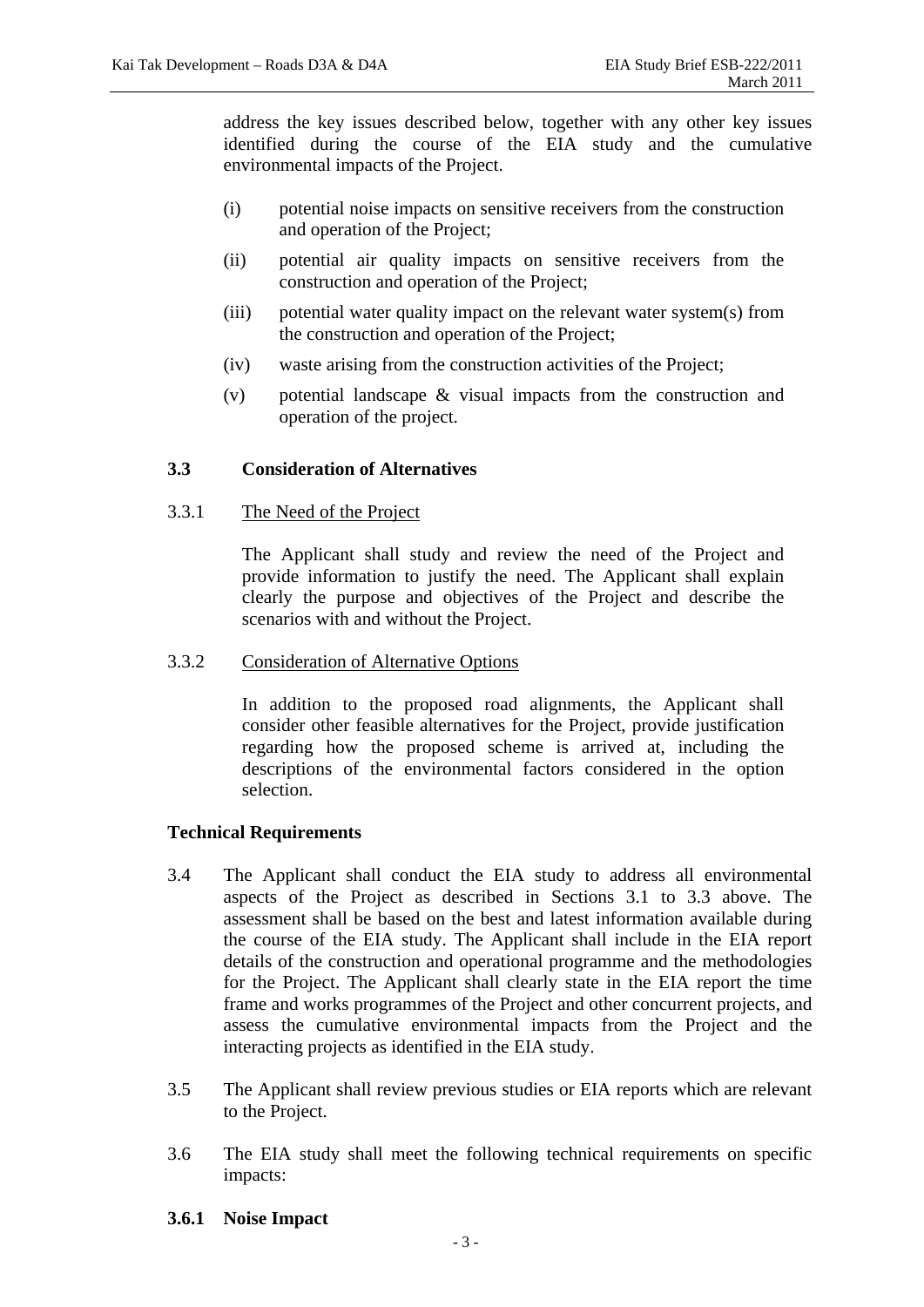address the key issues described below, together with any other key issues identified during the course of the EIA study and the cumulative environmental impacts of the Project.

(i) potential noise impacts on sensitive receivers from the construction and operation of the Project;

(ii) potential air quality impacts on sensitive receivers from the construction and operation of the Project;

(iii) potential water quality impact on the relevant water system(s) from the construction and operation of the Project;

(iv) waste arising from the construction activities of the Project;

(v) potential landscape & visual impacts from the construction and operation of the project.

### 3.3 Consideration of Alternatives

3.3.1 <u>The Need of the Project</u>

The Applicant shall study and review the need of the Project and provide information to justify the need. The Applicant shall explain clearly the purpose and objectives of the Project and describe the scenarios with and without the Project.

3.3.2 <u>Consideration of Alternative Options</u>

In addition to the proposed road alignments, the Applicant shall consider other feasible alternatives for the Project, provide justification regarding how the proposed scheme is arrived at, including the descriptions of the environmental factors considered in the option selection.

### Technical Requirements

3.4 The Applicant shall conduct the EIA study to address all environmental aspects of the Project as described in Sections 3.1 to 3.3 above. The assessment shall be based on the best and latest information available during the course of the EIA study. The Applicant shall include in the EIA report details of the construction and operational programme and the methodologies for the Project. The Applicant shall clearly state in the EIA report the time frame and works programmes of the Project and other concurrent projects, and assess the cumulative environmental impacts from the Project and the interacting projects as identified in the EIA study.

3.5 The Applicant shall review previous studies or EIA reports which are relevant to the Project.

3.6 The EIA study shall meet the following technical requirements on specific impacts:

### 3.6.1 Noise Impact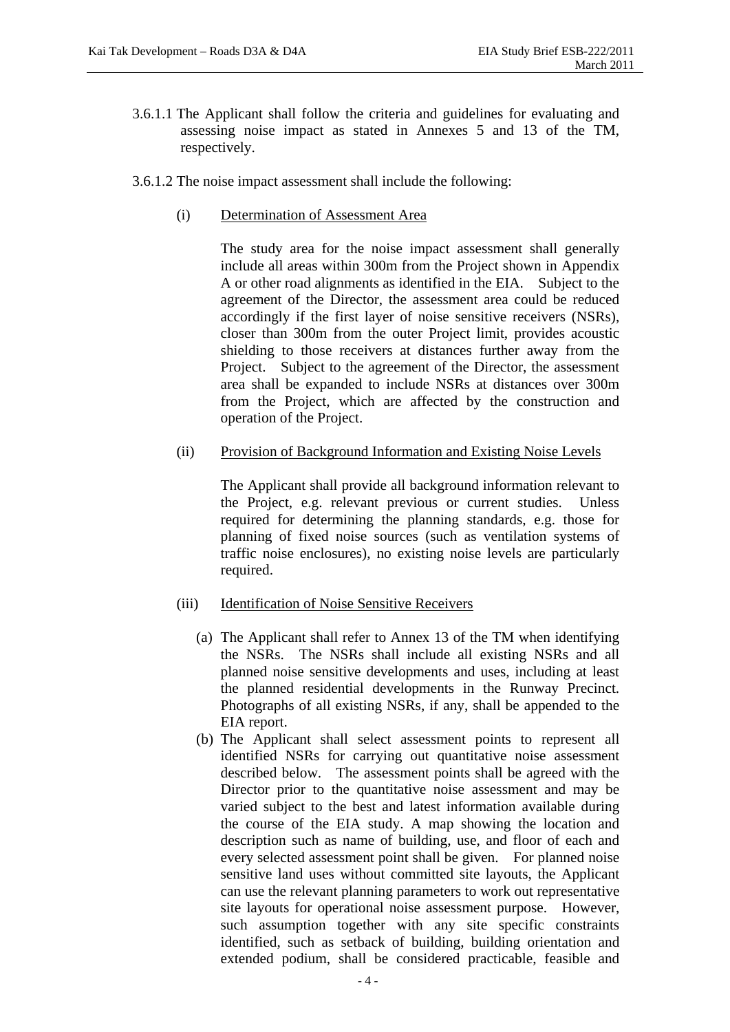3.6.1.1 The Applicant shall follow the criteria and guidelines for evaluating and assessing noise impact as stated in Annexes 5 and 13 of the TM, respectively.

3.6.1.2 The noise impact assessment shall include the following:

(i) Determination of Assessment Area

The study area for the noise impact assessment shall generally include all areas within 300m from the Project shown in Appendix A or other road alignments as identified in the EIA. Subject to the agreement of the Director, the assessment area could be reduced accordingly if the first layer of noise sensitive receivers (NSRs), closer than 300m from the outer Project limit, provides acoustic shielding to those receivers at distances further away from the Project. Subject to the agreement of the Director, the assessment area shall be expanded to include NSRs at distances over 300m from the Project, which are affected by the construction and operation of the Project.

(ii) Provision of Background Information and Existing Noise Levels

The Applicant shall provide all background information relevant to the Project, e.g. relevant previous or current studies. Unless required for determining the planning standards, e.g. those for planning of fixed noise sources (such as ventilation systems of traffic noise enclosures), no existing noise levels are particularly required.

(iii) Identification of Noise Sensitive Receivers

(a) The Applicant shall refer to Annex 13 of the TM when identifying the NSRs. The NSRs shall include all existing NSRs and all planned noise sensitive developments and uses, including at least the planned residential developments in the Runway Precinct. Photographs of all existing NSRs, if any, shall be appended to the EIA report.

(b) The Applicant shall select assessment points to represent all identified NSRs for carrying out quantitative noise assessment described below. The assessment points shall be agreed with the Director prior to the quantitative noise assessment and may be varied subject to the best and latest information available during the course of the EIA study. A map showing the location and description such as name of building, use, and floor of each and every selected assessment point shall be given. For planned noise sensitive land uses without committed site layouts, the Applicant can use the relevant planning parameters to work out representative site layouts for operational noise assessment purpose. However, such assumption together with any site specific constraints identified, such as setback of building, building orientation and extended podium, shall be considered practicable, feasible and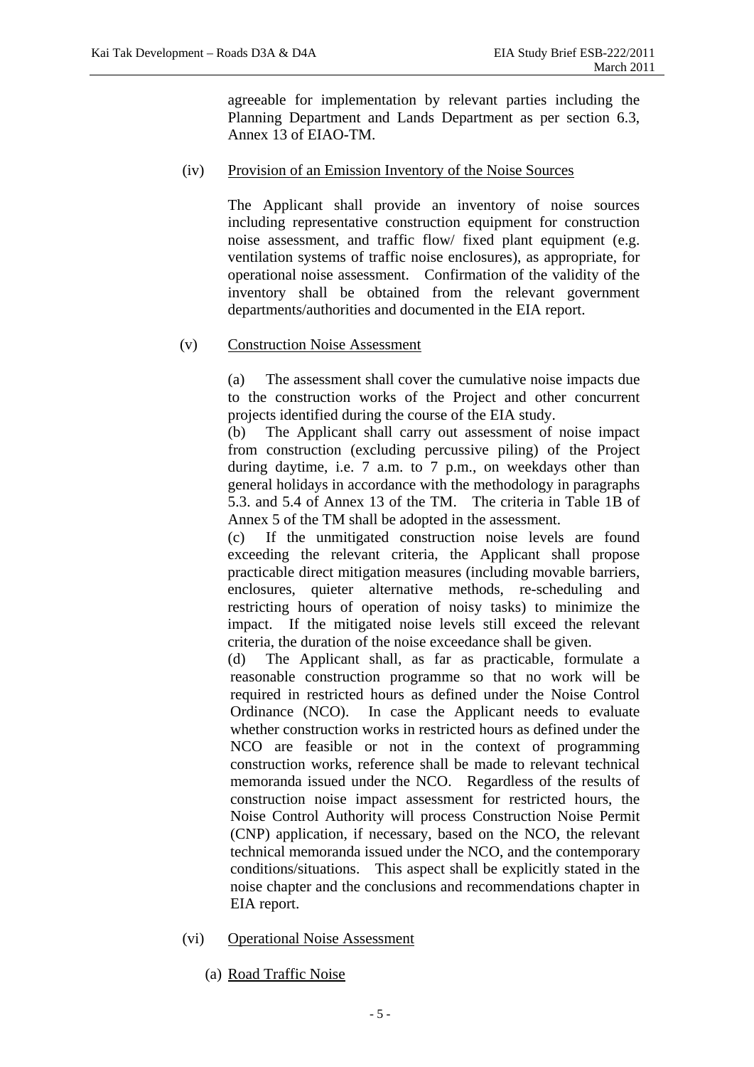agreeable for implementation by relevant parties including the Planning Department and Lands Department as per section 6.3, Annex 13 of EIAO-TM.

(iv) Provision of an Emission Inventory of the Noise Sources

The Applicant shall provide an inventory of noise sources including representative construction equipment for construction noise assessment, and traffic flow/ fixed plant equipment (e.g. ventilation systems of traffic noise enclosures), as appropriate, for operational noise assessment. Confirmation of the validity of the inventory shall be obtained from the relevant government departments/authorities and documented in the EIA report.

(v) Construction Noise Assessment

(a) The assessment shall cover the cumulative noise impacts due to the construction works of the Project and other concurrent projects identified during the course of the EIA study.

(b) The Applicant shall carry out assessment of noise impact from construction (excluding percussive piling) of the Project during daytime, i.e. 7 a.m. to 7 p.m., on weekdays other than general holidays in accordance with the methodology in paragraphs 5.3. and 5.4 of Annex 13 of the TM. The criteria in Table 1B of Annex 5 of the TM shall be adopted in the assessment.

(c) If the unmitigated construction noise levels are found exceeding the relevant criteria, the Applicant shall propose practicable direct mitigation measures (including movable barriers, enclosures, quieter alternative methods, re-scheduling and restricting hours of operation of noisy tasks) to minimize the impact. If the mitigated noise levels still exceed the relevant criteria, the duration of the noise exceedance shall be given.

(d) The Applicant shall, as far as practicable, formulate a reasonable construction programme so that no work will be required in restricted hours as defined under the Noise Control Ordinance (NCO). In case the Applicant needs to evaluate whether construction works in restricted hours as defined under the NCO are feasible or not in the context of programming construction works, reference shall be made to relevant technical memoranda issued under the NCO. Regardless of the results of construction noise impact assessment for restricted hours, the Noise Control Authority will process Construction Noise Permit (CNP) application, if necessary, based on the NCO, the relevant technical memoranda issued under the NCO, and the contemporary conditions/situations. This aspect shall be explicitly stated in the noise chapter and the conclusions and recommendations chapter in EIA report.

(vi) Operational Noise Assessment

(a) Road Traffic Noise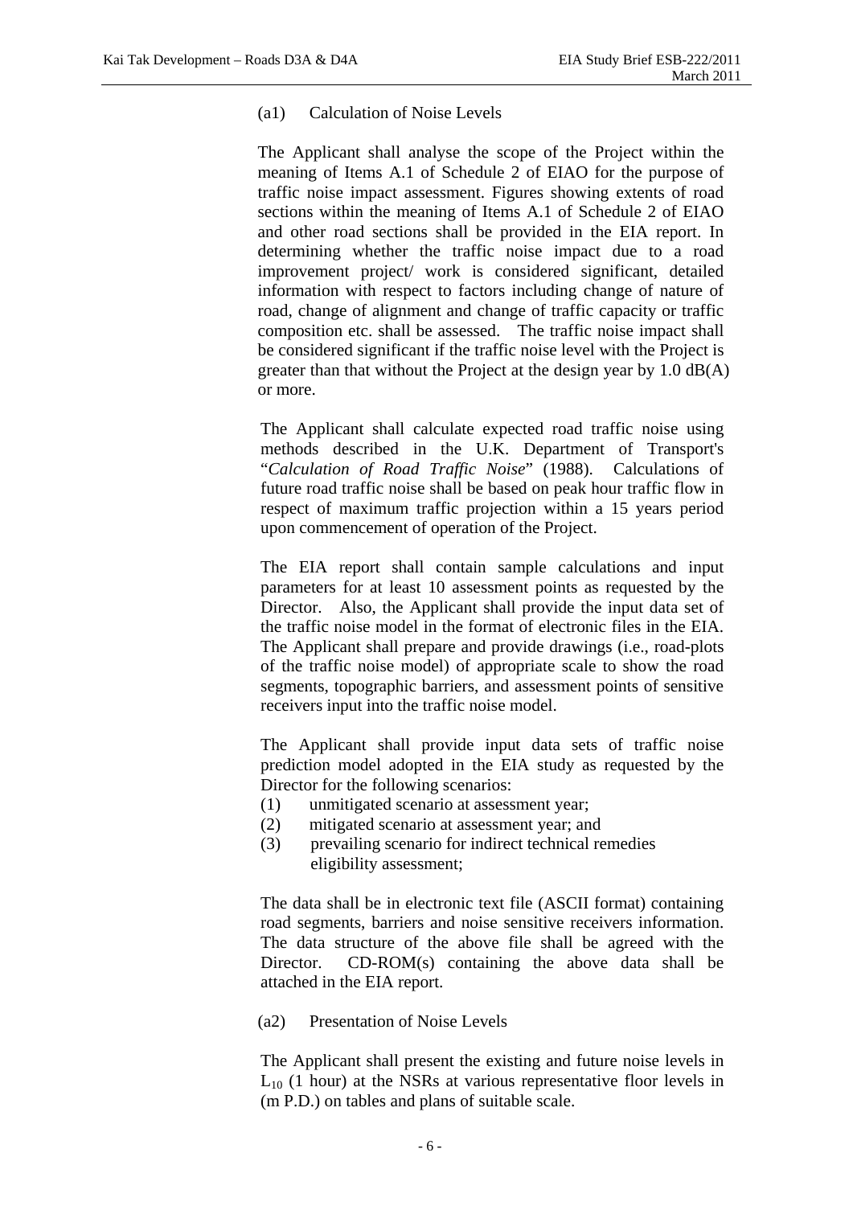(a1) Calculation of Noise Levels

The Applicant shall analyse the scope of the Project within the meaning of Items A.1 of Schedule 2 of EIAO for the purpose of traffic noise impact assessment. Figures showing extents of road sections within the meaning of Items A.1 of Schedule 2 of EIAO and other road sections shall be provided in the EIA report. In determining whether the traffic noise impact due to a road improvement project/ work is considered significant, detailed information with respect to factors including change of nature of road, change of alignment and change of traffic capacity or traffic composition etc. shall be assessed. The traffic noise impact shall be considered significant if the traffic noise level with the Project is greater than that without the Project at the design year by 1.0 dB(A) or more.

The Applicant shall calculate expected road traffic noise using methods described in the U.K. Department of Transport's "*Calculation of Road Traffic Noise*" (1988). Calculations of future road traffic noise shall be based on peak hour traffic flow in respect of maximum traffic projection within a 15 years period upon commencement of operation of the Project.

The EIA report shall contain sample calculations and input parameters for at least 10 assessment points as requested by the Director. Also, the Applicant shall provide the input data set of the traffic noise model in the format of electronic files in the EIA. The Applicant shall prepare and provide drawings (i.e., road-plots of the traffic noise model) of appropriate scale to show the road segments, topographic barriers, and assessment points of sensitive receivers input into the traffic noise model.

The Applicant shall provide input data sets of traffic noise prediction model adopted in the EIA study as requested by the Director for the following scenarios:

(1) unmitigated scenario at assessment year;
(2) mitigated scenario at assessment year; and
(3) prevailing scenario for indirect technical remedies eligibility assessment;

The data shall be in electronic text file (ASCII format) containing road segments, barriers and noise sensitive receivers information. The data structure of the above file shall be agreed with the Director. CD-ROM(s) containing the above data shall be attached in the EIA report.

(a2) Presentation of Noise Levels

The Applicant shall present the existing and future noise levels in $L_{10}$ (1 hour) at the NSRs at various representative floor levels in (m P.D.) on tables and plans of suitable scale.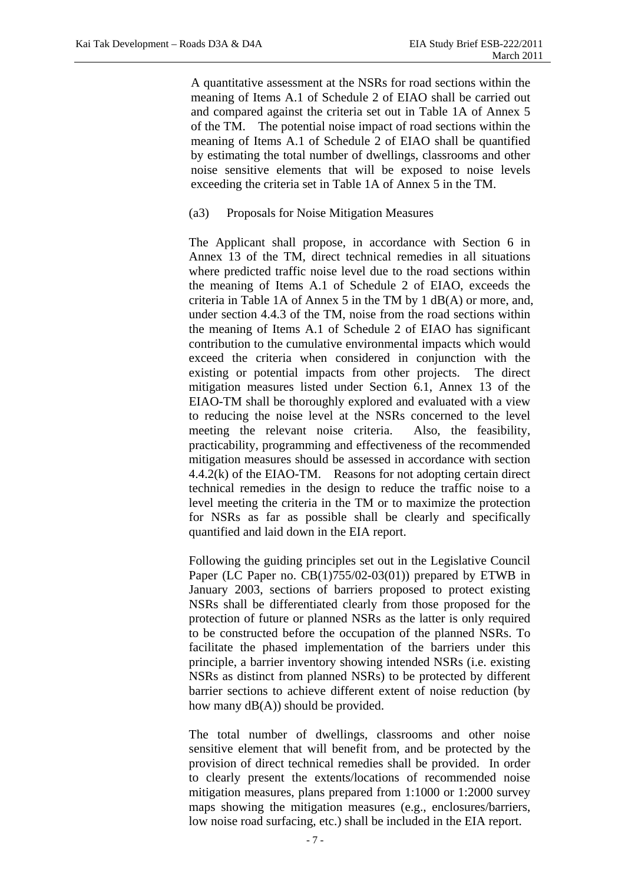A quantitative assessment at the NSRs for road sections within the meaning of Items A.1 of Schedule 2 of EIAO shall be carried out and compared against the criteria set out in Table 1A of Annex 5 of the TM. The potential noise impact of road sections within the meaning of Items A.1 of Schedule 2 of EIAO shall be quantified by estimating the total number of dwellings, classrooms and other noise sensitive elements that will be exposed to noise levels exceeding the criteria set in Table 1A of Annex 5 in the TM.

(a3) Proposals for Noise Mitigation Measures

The Applicant shall propose, in accordance with Section 6 in Annex 13 of the TM, direct technical remedies in all situations where predicted traffic noise level due to the road sections within the meaning of Items A.1 of Schedule 2 of EIAO, exceeds the criteria in Table 1A of Annex 5 in the TM by 1 dB(A) or more, and, under section 4.4.3 of the TM, noise from the road sections within the meaning of Items A.1 of Schedule 2 of EIAO has significant contribution to the cumulative environmental impacts which would exceed the criteria when considered in conjunction with the existing or potential impacts from other projects. The direct mitigation measures listed under Section 6.1, Annex 13 of the EIAO-TM shall be thoroughly explored and evaluated with a view to reducing the noise level at the NSRs concerned to the level meeting the relevant noise criteria. Also, the feasibility, practicability, programming and effectiveness of the recommended mitigation measures should be assessed in accordance with section 4.4.2(k) of the EIAO-TM. Reasons for not adopting certain direct technical remedies in the design to reduce the traffic noise to a level meeting the criteria in the TM or to maximize the protection for NSRs as far as possible shall be clearly and specifically quantified and laid down in the EIA report.

Following the guiding principles set out in the Legislative Council Paper (LC Paper no. CB(1)755/02-03(01)) prepared by ETWB in January 2003, sections of barriers proposed to protect existing NSRs shall be differentiated clearly from those proposed for the protection of future or planned NSRs as the latter is only required to be constructed before the occupation of the planned NSRs. To facilitate the phased implementation of the barriers under this principle, a barrier inventory showing intended NSRs (i.e. existing NSRs as distinct from planned NSRs) to be protected by different barrier sections to achieve different extent of noise reduction (by how many dB(A)) should be provided.

The total number of dwellings, classrooms and other noise sensitive element that will benefit from, and be protected by the provision of direct technical remedies shall be provided. In order to clearly present the extents/locations of recommended noise mitigation measures, plans prepared from 1:1000 or 1:2000 survey maps showing the mitigation measures (e.g., enclosures/barriers, low noise road surfacing, etc.) shall be included in the EIA report.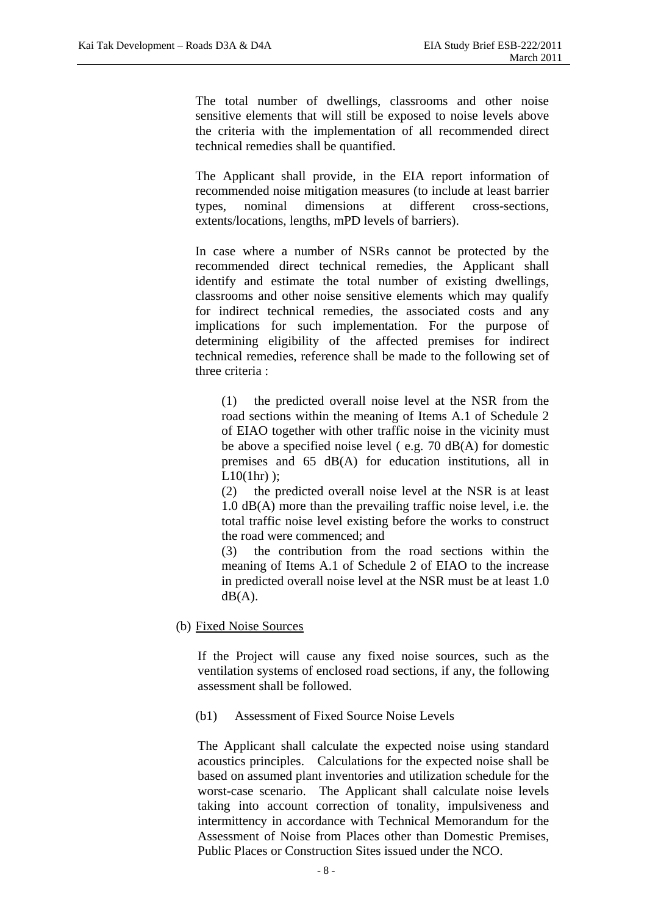The total number of dwellings, classrooms and other noise sensitive elements that will still be exposed to noise levels above the criteria with the implementation of all recommended direct technical remedies shall be quantified.

The Applicant shall provide, in the EIA report information of recommended noise mitigation measures (to include at least barrier types, nominal dimensions at different cross-sections, extents/locations, lengths, mPD levels of barriers).

In case where a number of NSRs cannot be protected by the recommended direct technical remedies, the Applicant shall identify and estimate the total number of existing dwellings, classrooms and other noise sensitive elements which may qualify for indirect technical remedies, the associated costs and any implications for such implementation. For the purpose of determining eligibility of the affected premises for indirect technical remedies, reference shall be made to the following set of three criteria :

(1) the predicted overall noise level at the NSR from the road sections within the meaning of Items A.1 of Schedule 2 of EIAO together with other traffic noise in the vicinity must be above a specified noise level ( e.g. 70 dB(A) for domestic premises and 65 dB(A) for education institutions, all in L10(1hr) );

(2) the predicted overall noise level at the NSR is at least 1.0 dB(A) more than the prevailing traffic noise level, i.e. the total traffic noise level existing before the works to construct the road were commenced; and

(3) the contribution from the road sections within the meaning of Items A.1 of Schedule 2 of EIAO to the increase in predicted overall noise level at the NSR must be at least 1.0 dB(A).

(b) Fixed Noise Sources

If the Project will cause any fixed noise sources, such as the ventilation systems of enclosed road sections, if any, the following assessment shall be followed.

(b1) Assessment of Fixed Source Noise Levels

The Applicant shall calculate the expected noise using standard acoustics principles. Calculations for the expected noise shall be based on assumed plant inventories and utilization schedule for the worst-case scenario. The Applicant shall calculate noise levels taking into account correction of tonality, impulsiveness and intermittency in accordance with Technical Memorandum for the Assessment of Noise from Places other than Domestic Premises, Public Places or Construction Sites issued under the NCO.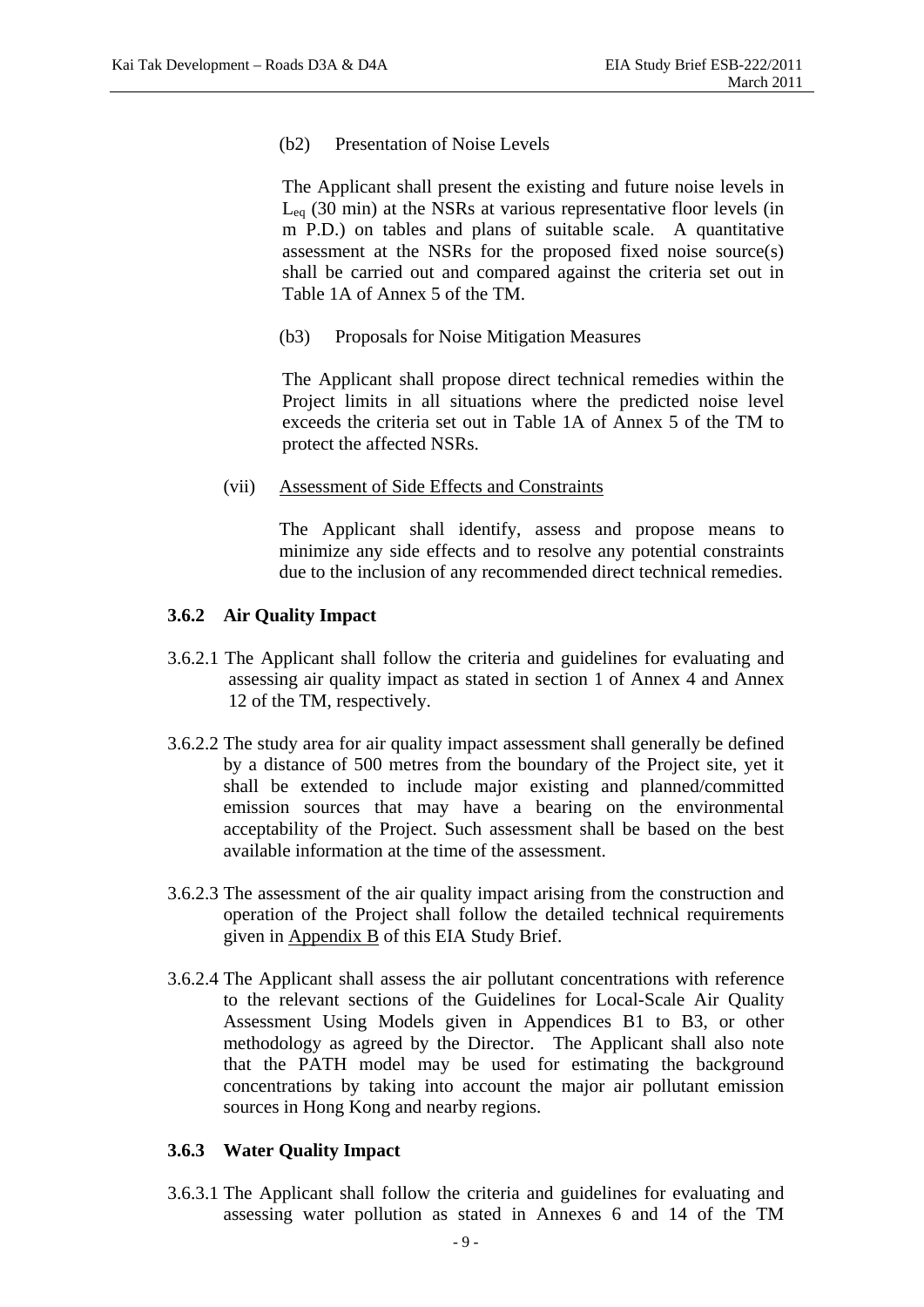(b2) Presentation of Noise Levels

The Applicant shall present the existing and future noise levels in $L_{eq}$ (30 min) at the NSRs at various representative floor levels (in m P.D.) on tables and plans of suitable scale. A quantitative assessment at the NSRs for the proposed fixed noise source(s) shall be carried out and compared against the criteria set out in Table 1A of Annex 5 of the TM.

(b3) Proposals for Noise Mitigation Measures

The Applicant shall propose direct technical remedies within the Project limits in all situations where the predicted noise level exceeds the criteria set out in Table 1A of Annex 5 of the TM to protect the affected NSRs.

(vii) Assessment of Side Effects and Constraints

The Applicant shall identify, assess and propose means to minimize any side effects and to resolve any potential constraints due to the inclusion of any recommended direct technical remedies.

### 3.6.2 Air Quality Impact

3.6.2.1 The Applicant shall follow the criteria and guidelines for evaluating and assessing air quality impact as stated in section 1 of Annex 4 and Annex 12 of the TM, respectively.

3.6.2.2 The study area for air quality impact assessment shall generally be defined by a distance of 500 metres from the boundary of the Project site, yet it shall be extended to include major existing and planned/committed emission sources that may have a bearing on the environmental acceptability of the Project. Such assessment shall be based on the best available information at the time of the assessment.

3.6.2.3 The assessment of the air quality impact arising from the construction and operation of the Project shall follow the detailed technical requirements given in Appendix B of this EIA Study Brief.

3.6.2.4 The Applicant shall assess the air pollutant concentrations with reference to the relevant sections of the Guidelines for Local-Scale Air Quality Assessment Using Models given in Appendices B1 to B3, or other methodology as agreed by the Director. The Applicant shall also note that the PATH model may be used for estimating the background concentrations by taking into account the major air pollutant emission sources in Hong Kong and nearby regions.

### 3.6.3 Water Quality Impact

3.6.3.1 The Applicant shall follow the criteria and guidelines for evaluating and assessing water pollution as stated in Annexes 6 and 14 of the TM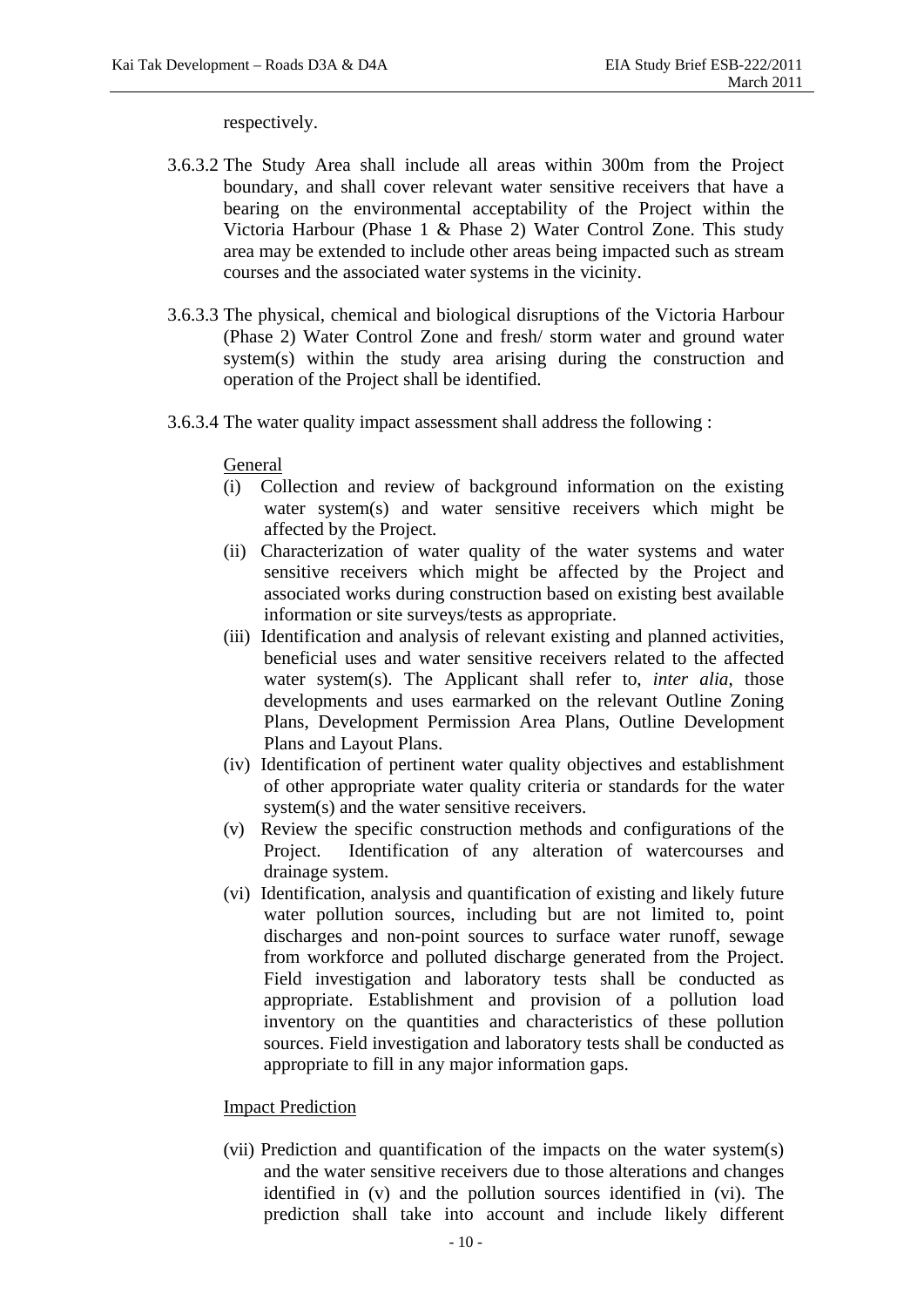respectively.

3.6.3.2 The Study Area shall include all areas within 300m from the Project boundary, and shall cover relevant water sensitive receivers that have a bearing on the environmental acceptability of the Project within the Victoria Harbour (Phase 1 & Phase 2) Water Control Zone. This study area may be extended to include other areas being impacted such as stream courses and the associated water systems in the vicinity.

3.6.3.3 The physical, chemical and biological disruptions of the Victoria Harbour (Phase 2) Water Control Zone and fresh/ storm water and ground water system(s) within the study area arising during the construction and operation of the Project shall be identified.

3.6.3.4 The water quality impact assessment shall address the following :

General

(i) Collection and review of background information on the existing water system(s) and water sensitive receivers which might be affected by the Project.

(ii) Characterization of water quality of the water systems and water sensitive receivers which might be affected by the Project and associated works during construction based on existing best available information or site surveys/tests as appropriate.

(iii) Identification and analysis of relevant existing and planned activities, beneficial uses and water sensitive receivers related to the affected water system(s). The Applicant shall refer to, *inter alia*, those developments and uses earmarked on the relevant Outline Zoning Plans, Development Permission Area Plans, Outline Development Plans and Layout Plans.

(iv) Identification of pertinent water quality objectives and establishment of other appropriate water quality criteria or standards for the water system(s) and the water sensitive receivers.

(v) Review the specific construction methods and configurations of the Project. Identification of any alteration of watercourses and drainage system.

(vi) Identification, analysis and quantification of existing and likely future water pollution sources, including but are not limited to, point discharges and non-point sources to surface water runoff, sewage from workforce and polluted discharge generated from the Project. Field investigation and laboratory tests shall be conducted as appropriate. Establishment and provision of a pollution load inventory on the quantities and characteristics of these pollution sources. Field investigation and laboratory tests shall be conducted as appropriate to fill in any major information gaps.

Impact Prediction

(vii) Prediction and quantification of the impacts on the water system(s) and the water sensitive receivers due to those alterations and changes identified in (v) and the pollution sources identified in (vi). The prediction shall take into account and include likely different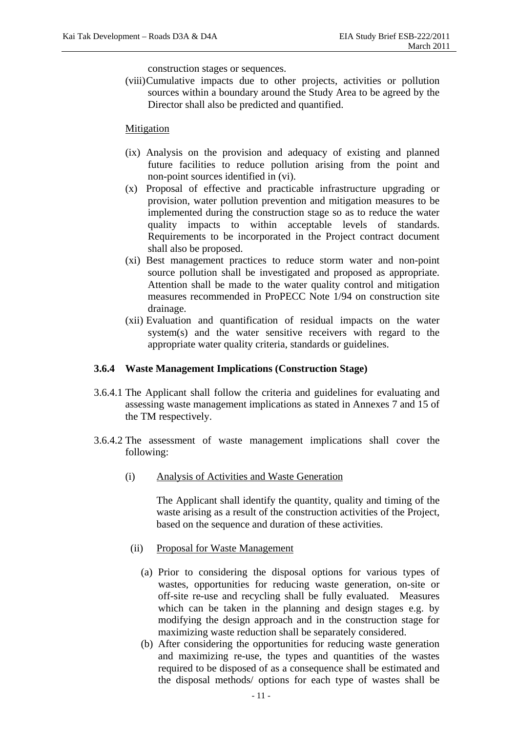construction stages or sequences.

(viii) Cumulative impacts due to other projects, activities or pollution sources within a boundary around the Study Area to be agreed by the Director shall also be predicted and quantified.

Mitigation

(ix) Analysis on the provision and adequacy of existing and planned future facilities to reduce pollution arising from the point and non-point sources identified in (vi).

(x) Proposal of effective and practicable infrastructure upgrading or provision, water pollution prevention and mitigation measures to be implemented during the construction stage so as to reduce the water quality impacts to within acceptable levels of standards. Requirements to be incorporated in the Project contract document shall also be proposed.

(xi) Best management practices to reduce storm water and non-point source pollution shall be investigated and proposed as appropriate. Attention shall be made to the water quality control and mitigation measures recommended in ProPECC Note 1/94 on construction site drainage.

(xii) Evaluation and quantification of residual impacts on the water system(s) and the water sensitive receivers with regard to the appropriate water quality criteria, standards or guidelines.

### 3.6.4 Waste Management Implications (Construction Stage)

3.6.4.1 The Applicant shall follow the criteria and guidelines for evaluating and assessing waste management implications as stated in Annexes 7 and 15 of the TM respectively.

3.6.4.2 The assessment of waste management implications shall cover the following:

(i) Analysis of Activities and Waste Generation

The Applicant shall identify the quantity, quality and timing of the waste arising as a result of the construction activities of the Project, based on the sequence and duration of these activities.

(ii) Proposal for Waste Management

(a) Prior to considering the disposal options for various types of wastes, opportunities for reducing waste generation, on-site or off-site re-use and recycling shall be fully evaluated. Measures which can be taken in the planning and design stages e.g. by modifying the design approach and in the construction stage for maximizing waste reduction shall be separately considered.

(b) After considering the opportunities for reducing waste generation and maximizing re-use, the types and quantities of the wastes required to be disposed of as a consequence shall be estimated and the disposal methods/ options for each type of wastes shall be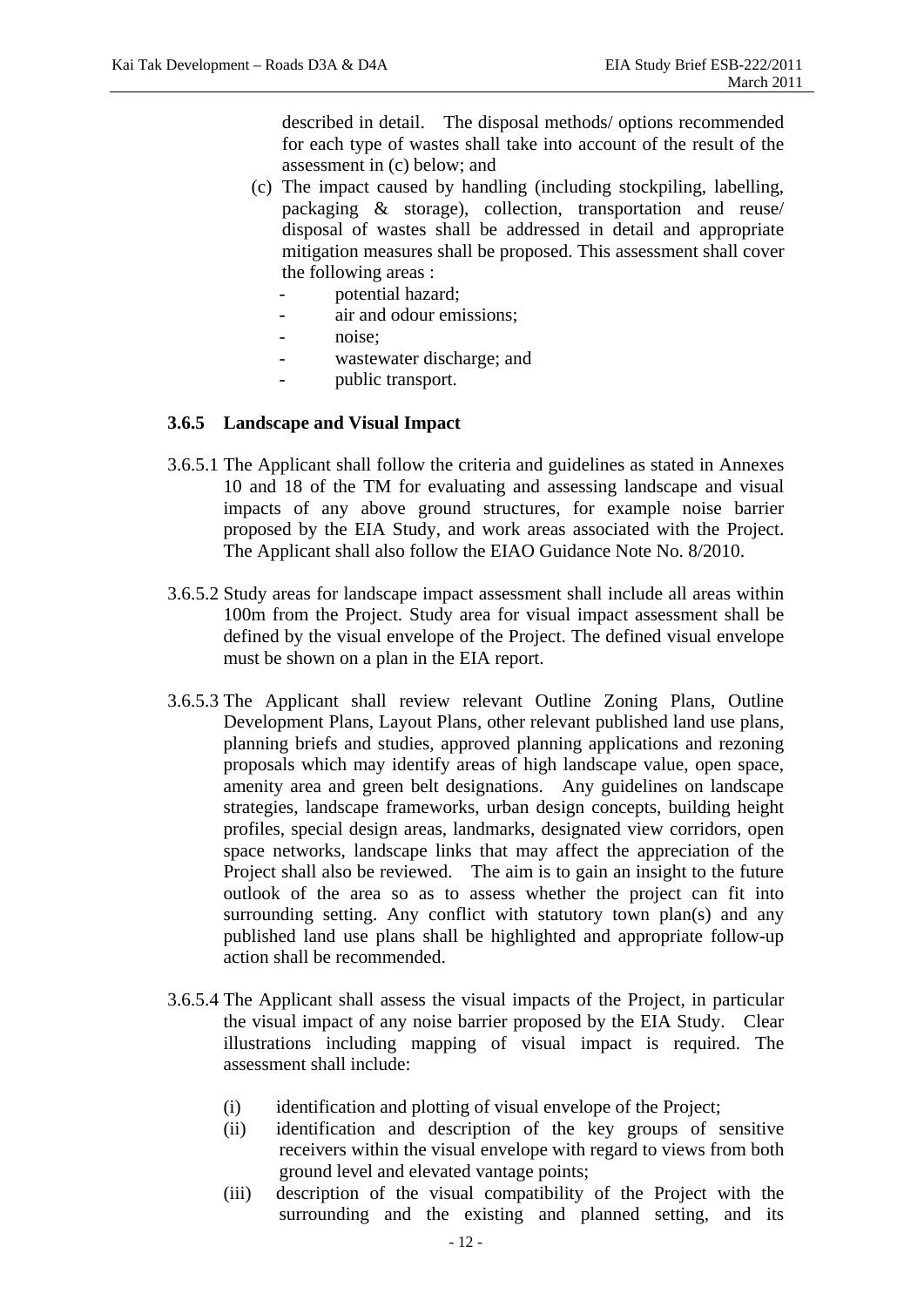described in detail. The disposal methods/ options recommended for each type of wastes shall take into account of the result of the assessment in (c) below; and

(c) The impact caused by handling (including stockpiling, labelling, packaging & storage), collection, transportation and reuse/ disposal of wastes shall be addressed in detail and appropriate mitigation measures shall be proposed. This assessment shall cover the following areas :
   - potential hazard;
   - air and odour emissions;
   - noise;
   - wastewater discharge; and
   - public transport.

### 3.6.5 Landscape and Visual Impact

3.6.5.1 The Applicant shall follow the criteria and guidelines as stated in Annexes 10 and 18 of the TM for evaluating and assessing landscape and visual impacts of any above ground structures, for example noise barrier proposed by the EIA Study, and work areas associated with the Project. The Applicant shall also follow the EIAO Guidance Note No. 8/2010.

3.6.5.2 Study areas for landscape impact assessment shall include all areas within 100m from the Project. Study area for visual impact assessment shall be defined by the visual envelope of the Project. The defined visual envelope must be shown on a plan in the EIA report.

3.6.5.3 The Applicant shall review relevant Outline Zoning Plans, Outline Development Plans, Layout Plans, other relevant published land use plans, planning briefs and studies, approved planning applications and rezoning proposals which may identify areas of high landscape value, open space, amenity area and green belt designations. Any guidelines on landscape strategies, landscape frameworks, urban design concepts, building height profiles, special design areas, landmarks, designated view corridors, open space networks, landscape links that may affect the appreciation of the Project shall also be reviewed. The aim is to gain an insight to the future outlook of the area so as to assess whether the project can fit into surrounding setting. Any conflict with statutory town plan(s) and any published land use plans shall be highlighted and appropriate follow-up action shall be recommended.

3.6.5.4 The Applicant shall assess the visual impacts of the Project, in particular the visual impact of any noise barrier proposed by the EIA Study. Clear illustrations including mapping of visual impact is required. The assessment shall include:

(i) identification and plotting of visual envelope of the Project;

(ii) identification and description of the key groups of sensitive receivers within the visual envelope with regard to views from both ground level and elevated vantage points;

(iii) description of the visual compatibility of the Project with the surrounding and the existing and planned setting, and its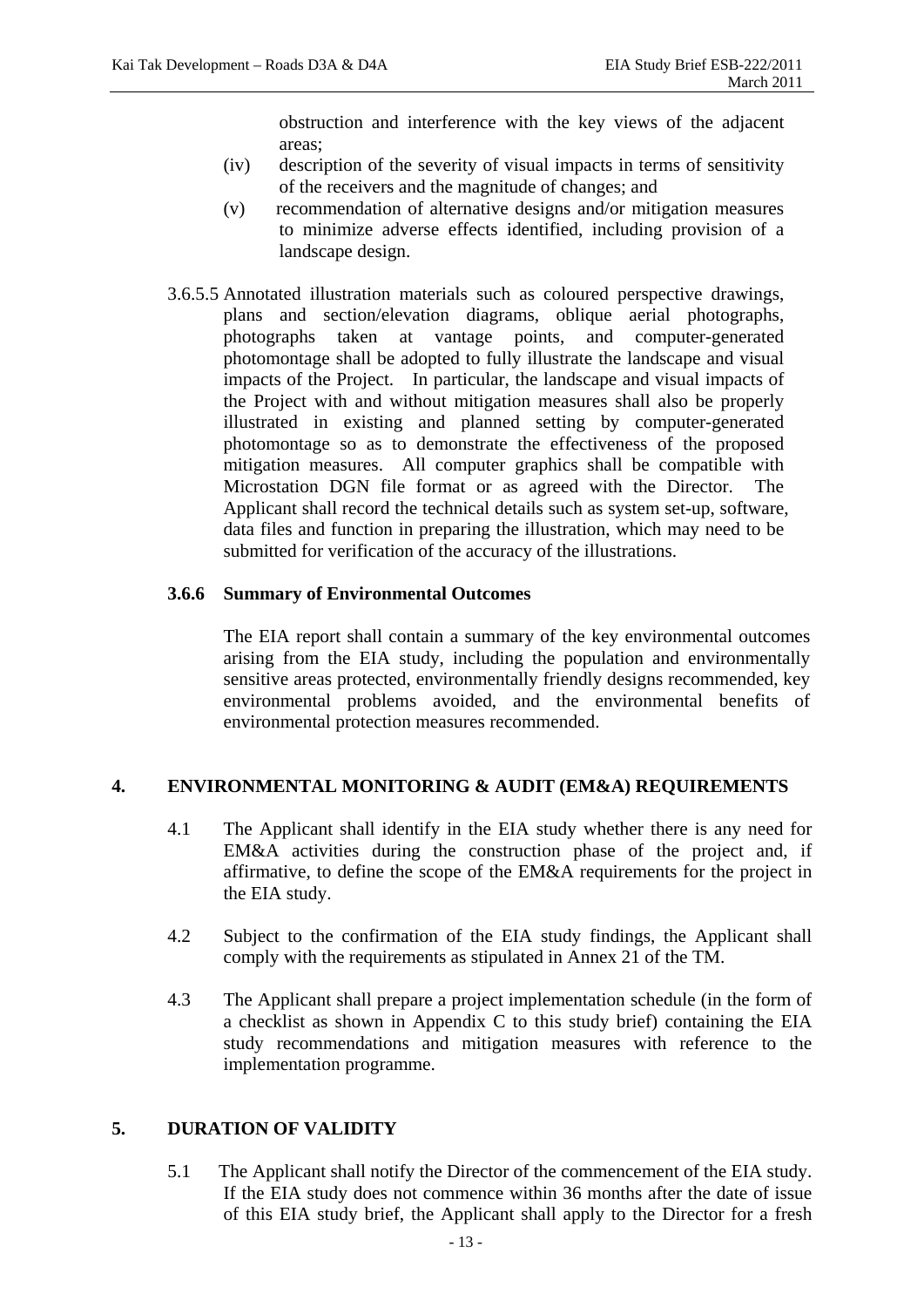obstruction and interference with the key views of the adjacent areas;

(iv) description of the severity of visual impacts in terms of sensitivity of the receivers and the magnitude of changes; and

(v) recommendation of alternative designs and/or mitigation measures to minimize adverse effects identified, including provision of a landscape design.

3.6.5.5 Annotated illustration materials such as coloured perspective drawings, plans and section/elevation diagrams, oblique aerial photographs, photographs taken at vantage points, and computer-generated photomontage shall be adopted to fully illustrate the landscape and visual impacts of the Project. In particular, the landscape and visual impacts of the Project with and without mitigation measures shall also be properly illustrated in existing and planned setting by computer-generated photomontage so as to demonstrate the effectiveness of the proposed mitigation measures. All computer graphics shall be compatible with Microstation DGN file format or as agreed with the Director. The Applicant shall record the technical details such as system set-up, software, data files and function in preparing the illustration, which may need to be submitted for verification of the accuracy of the illustrations.

### 3.6.6 Summary of Environmental Outcomes

The EIA report shall contain a summary of the key environmental outcomes arising from the EIA study, including the population and environmentally sensitive areas protected, environmentally friendly designs recommended, key environmental problems avoided, and the environmental benefits of environmental protection measures recommended.

## 4. ENVIRONMENTAL MONITORING & AUDIT (EM&A) REQUIREMENTS

4.1 The Applicant shall identify in the EIA study whether there is any need for EM&A activities during the construction phase of the project and, if affirmative, to define the scope of the EM&A requirements for the project in the EIA study.

4.2 Subject to the confirmation of the EIA study findings, the Applicant shall comply with the requirements as stipulated in Annex 21 of the TM.

4.3 The Applicant shall prepare a project implementation schedule (in the form of a checklist as shown in Appendix C to this study brief) containing the EIA study recommendations and mitigation measures with reference to the implementation programme.

## 5. DURATION OF VALIDITY

5.1 The Applicant shall notify the Director of the commencement of the EIA study. If the EIA study does not commence within 36 months after the date of issue of this EIA study brief, the Applicant shall apply to the Director for a fresh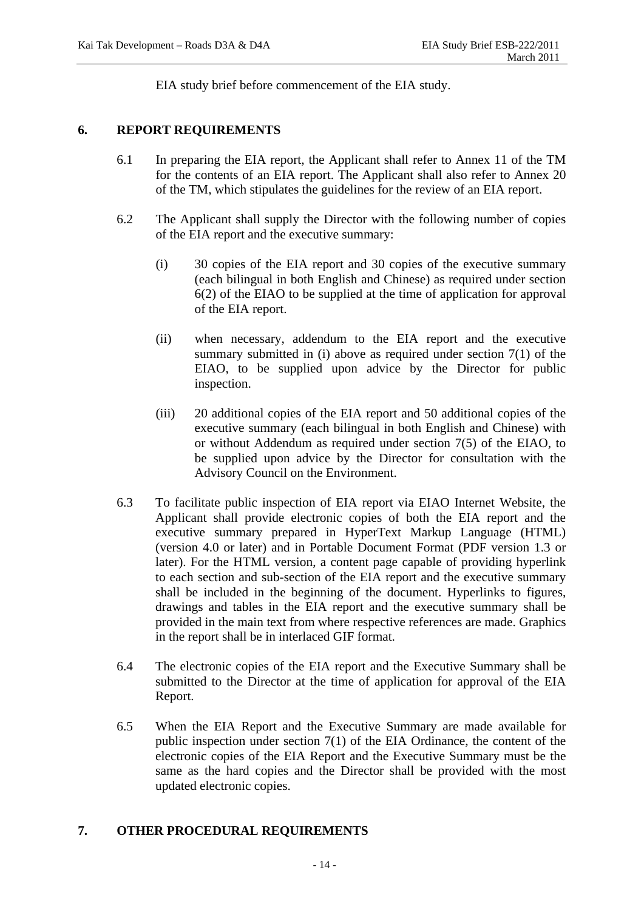EIA study brief before commencement of the EIA study.

## 6. REPORT REQUIREMENTS

6.1 In preparing the EIA report, the Applicant shall refer to Annex 11 of the TM for the contents of an EIA report. The Applicant shall also refer to Annex 20 of the TM, which stipulates the guidelines for the review of an EIA report.

6.2 The Applicant shall supply the Director with the following number of copies of the EIA report and the executive summary:

(i) 30 copies of the EIA report and 30 copies of the executive summary (each bilingual in both English and Chinese) as required under section 6(2) of the EIAO to be supplied at the time of application for approval of the EIA report.

(ii) when necessary, addendum to the EIA report and the executive summary submitted in (i) above as required under section 7(1) of the EIAO, to be supplied upon advice by the Director for public inspection.

(iii) 20 additional copies of the EIA report and 50 additional copies of the executive summary (each bilingual in both English and Chinese) with or without Addendum as required under section 7(5) of the EIAO, to be supplied upon advice by the Director for consultation with the Advisory Council on the Environment.

6.3 To facilitate public inspection of EIA report via EIAO Internet Website, the Applicant shall provide electronic copies of both the EIA report and the executive summary prepared in HyperText Markup Language (HTML) (version 4.0 or later) and in Portable Document Format (PDF version 1.3 or later). For the HTML version, a content page capable of providing hyperlink to each section and sub-section of the EIA report and the executive summary shall be included in the beginning of the document. Hyperlinks to figures, drawings and tables in the EIA report and the executive summary shall be provided in the main text from where respective references are made. Graphics in the report shall be in interlaced GIF format.

6.4 The electronic copies of the EIA report and the Executive Summary shall be submitted to the Director at the time of application for approval of the EIA Report.

6.5 When the EIA Report and the Executive Summary are made available for public inspection under section 7(1) of the EIA Ordinance, the content of the electronic copies of the EIA Report and the Executive Summary must be the same as the hard copies and the Director shall be provided with the most updated electronic copies.

## 7. OTHER PROCEDURAL REQUIREMENTS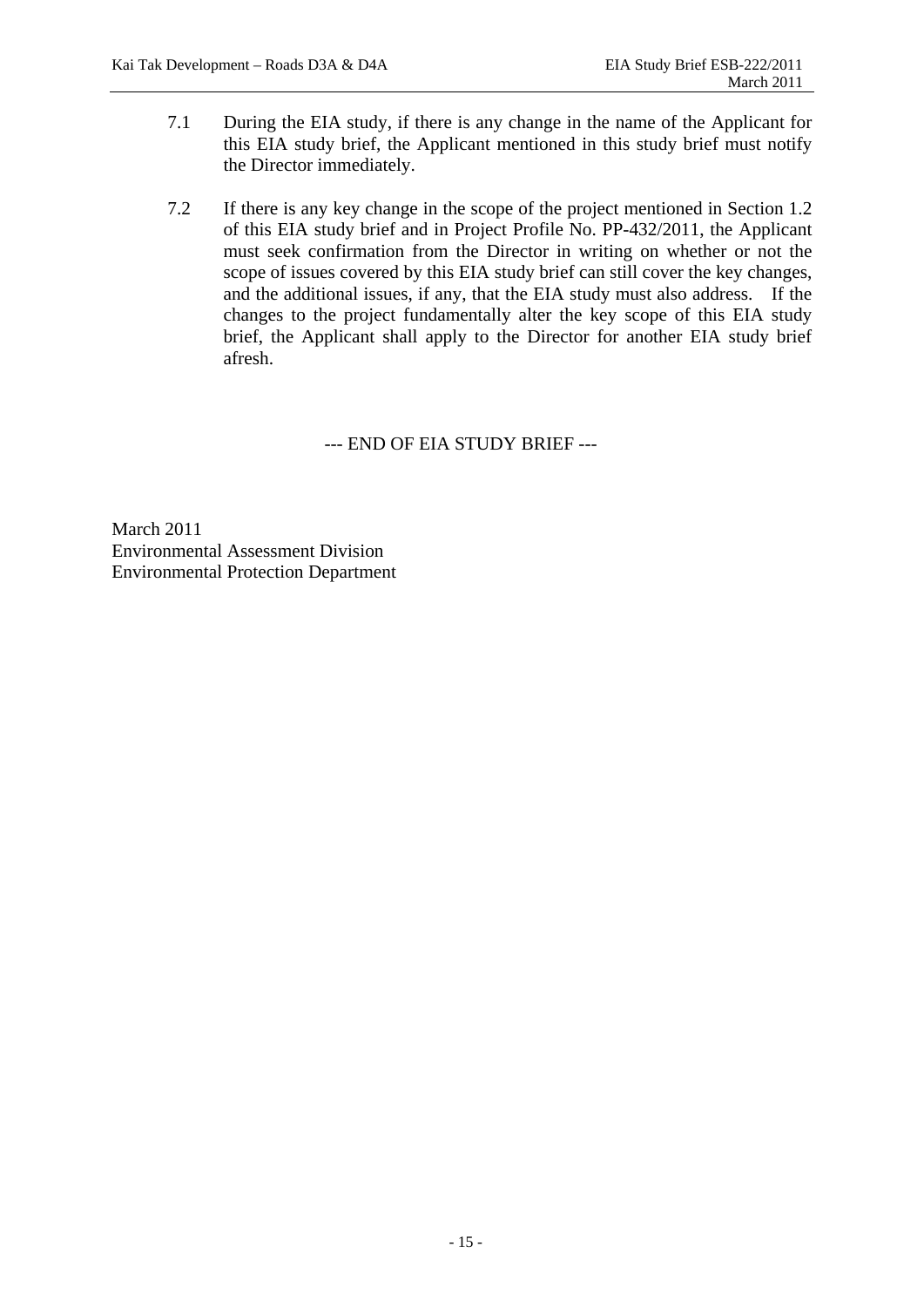7.1 During the EIA study, if there is any change in the name of the Applicant for this EIA study brief, the Applicant mentioned in this study brief must notify the Director immediately.

7.2 If there is any key change in the scope of the project mentioned in Section 1.2 of this EIA study brief and in Project Profile No. PP-432/2011, the Applicant must seek confirmation from the Director in writing on whether or not the scope of issues covered by this EIA study brief can still cover the key changes, and the additional issues, if any, that the EIA study must also address. If the changes to the project fundamentally alter the key scope of this EIA study brief, the Applicant shall apply to the Director for another EIA study brief afresh.

--- END OF EIA STUDY BRIEF ---

March 2011
Environmental Assessment Division
Environmental Protection Department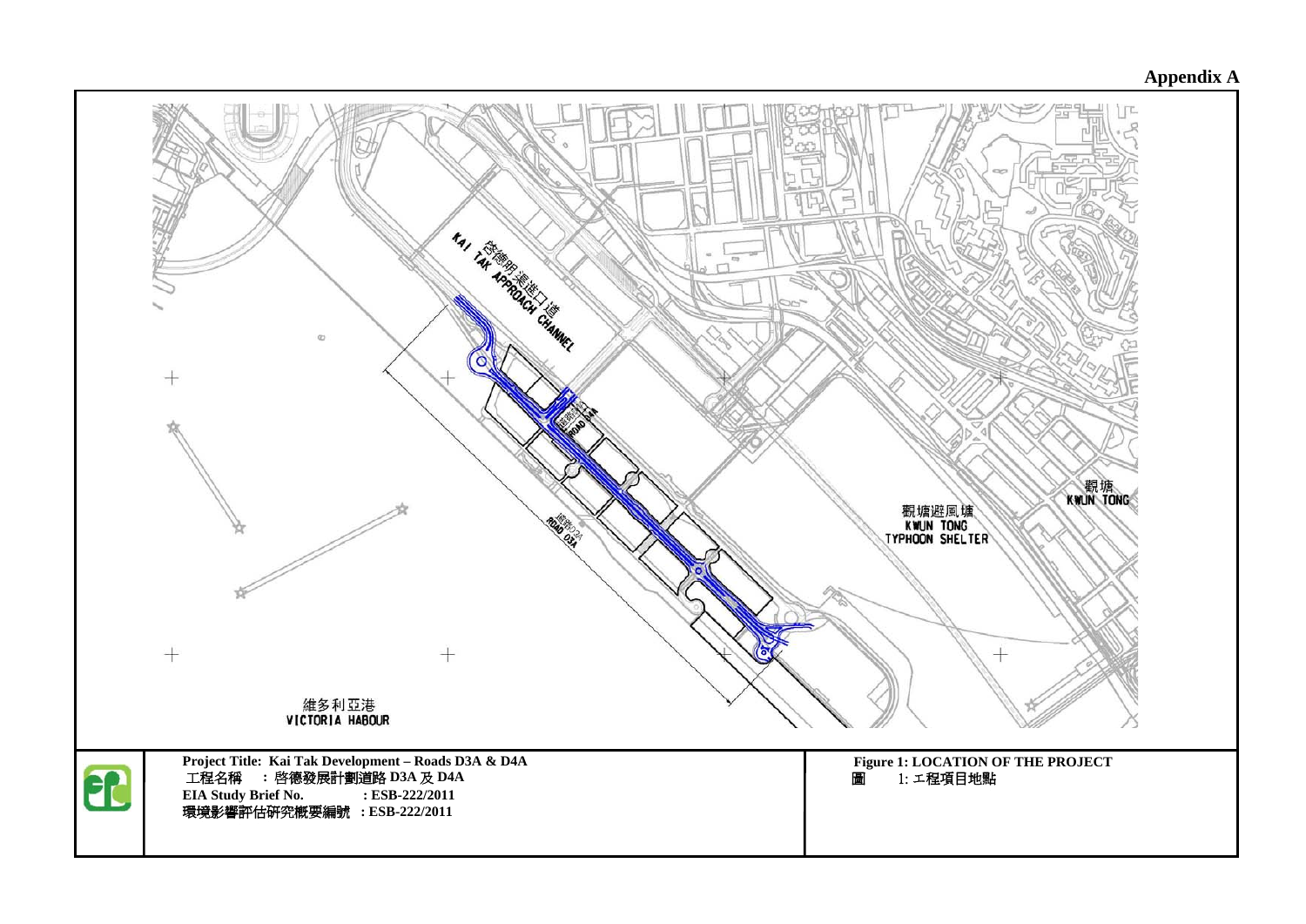**Appendix A**

KAI TAK APPROACH CHANNEL 啓德明渠進口道

ROAD D4A 道路D4A

ROAD D3A 道路D3A

觀塘避風塘 KWUN TONG TYPHOON SHELTER

觀塘 KWUN TONG

維多利亞港 VICTORIA HABOUR

| | |
|---|---|
| **Project Title: Kai Tak Development – Roads D3A & D4A**<br>工程名稱 ：啓德發展計劃道路 **D3A** 及 **D4A**<br>**EIA Study Brief No. : ESB-222/2011**<br>環境影響評估研究概要編號 **: ESB-222/2011** | **Figure 1: LOCATION OF THE PROJECT**<br>圖 1: 工程項目地點 |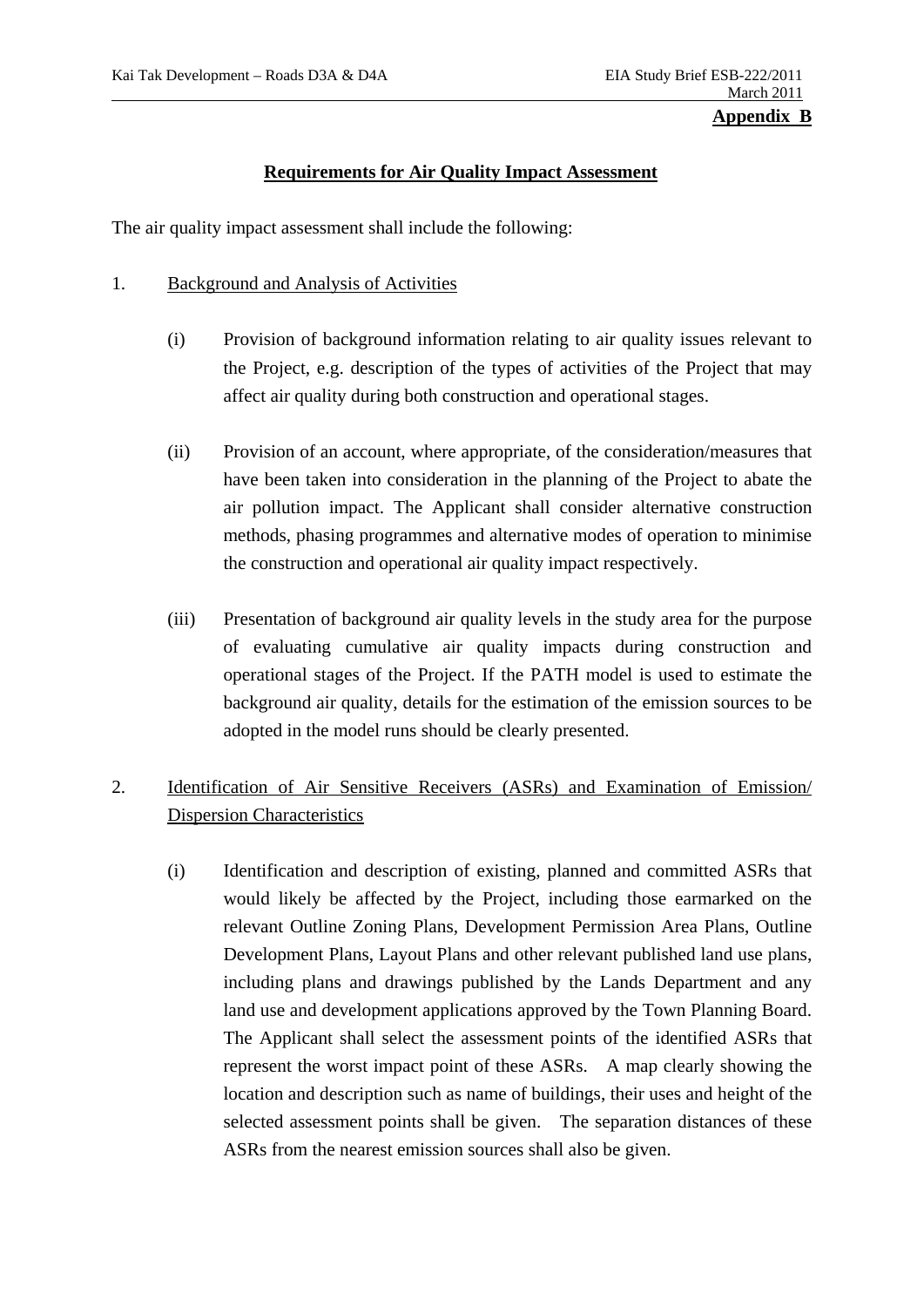**Appendix B**

## Requirements for Air Quality Impact Assessment

The air quality impact assessment shall include the following:

1. Background and Analysis of Activities

    (i) Provision of background information relating to air quality issues relevant to the Project, e.g. description of the types of activities of the Project that may affect air quality during both construction and operational stages.

    (ii) Provision of an account, where appropriate, of the consideration/measures that have been taken into consideration in the planning of the Project to abate the air pollution impact. The Applicant shall consider alternative construction methods, phasing programmes and alternative modes of operation to minimise the construction and operational air quality impact respectively.

    (iii) Presentation of background air quality levels in the study area for the purpose of evaluating cumulative air quality impacts during construction and operational stages of the Project. If the PATH model is used to estimate the background air quality, details for the estimation of the emission sources to be adopted in the model runs should be clearly presented.

2. Identification of Air Sensitive Receivers (ASRs) and Examination of Emission/ Dispersion Characteristics

    (i) Identification and description of existing, planned and committed ASRs that would likely be affected by the Project, including those earmarked on the relevant Outline Zoning Plans, Development Permission Area Plans, Outline Development Plans, Layout Plans and other relevant published land use plans, including plans and drawings published by the Lands Department and any land use and development applications approved by the Town Planning Board. The Applicant shall select the assessment points of the identified ASRs that represent the worst impact point of these ASRs. A map clearly showing the location and description such as name of buildings, their uses and height of the selected assessment points shall be given. The separation distances of these ASRs from the nearest emission sources shall also be given.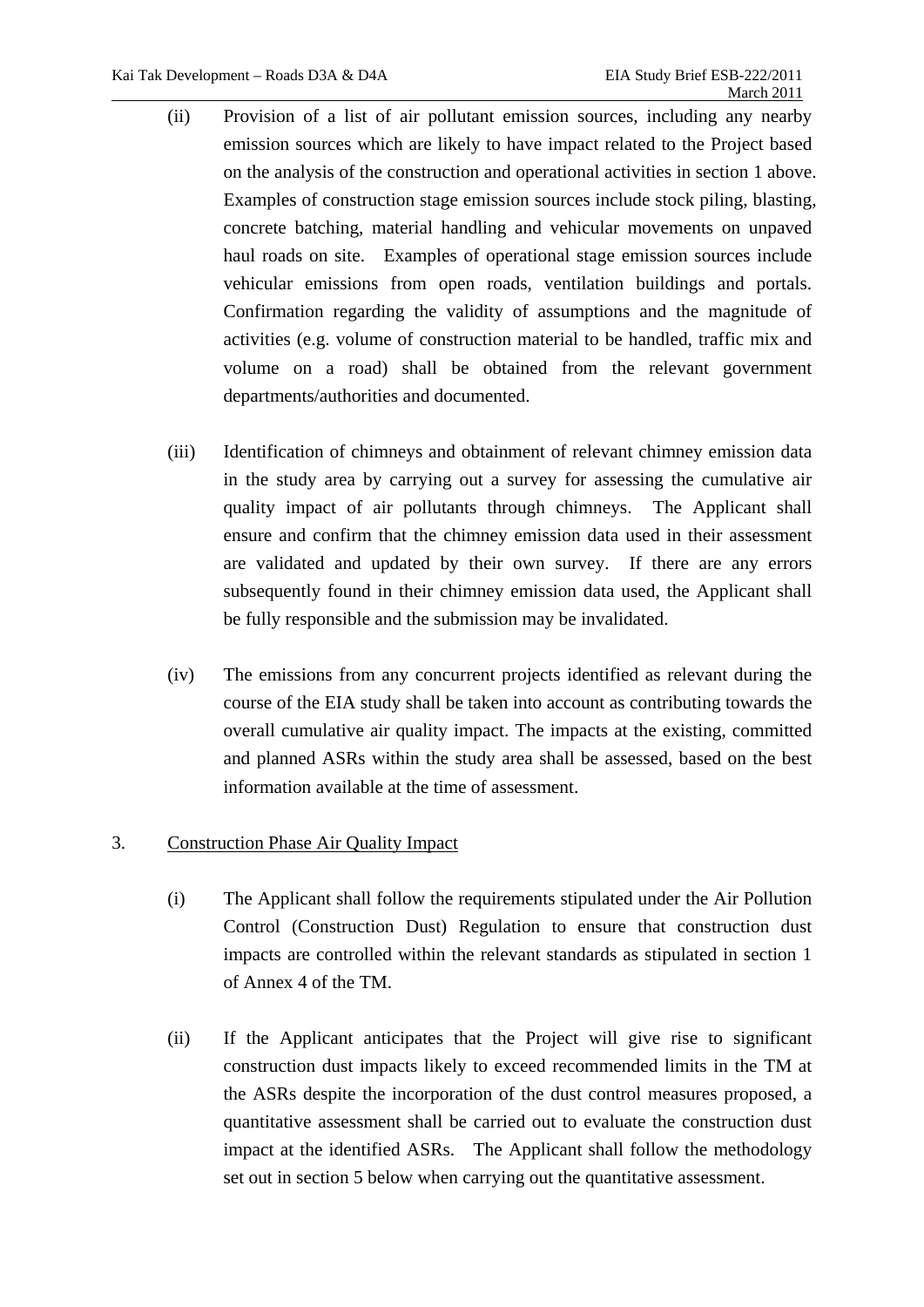(ii) Provision of a list of air pollutant emission sources, including any nearby emission sources which are likely to have impact related to the Project based on the analysis of the construction and operational activities in section 1 above. Examples of construction stage emission sources include stock piling, blasting, concrete batching, material handling and vehicular movements on unpaved haul roads on site. Examples of operational stage emission sources include vehicular emissions from open roads, ventilation buildings and portals. Confirmation regarding the validity of assumptions and the magnitude of activities (e.g. volume of construction material to be handled, traffic mix and volume on a road) shall be obtained from the relevant government departments/authorities and documented.

(iii) Identification of chimneys and obtainment of relevant chimney emission data in the study area by carrying out a survey for assessing the cumulative air quality impact of air pollutants through chimneys. The Applicant shall ensure and confirm that the chimney emission data used in their assessment are validated and updated by their own survey. If there are any errors subsequently found in their chimney emission data used, the Applicant shall be fully responsible and the submission may be invalidated.

(iv) The emissions from any concurrent projects identified as relevant during the course of the EIA study shall be taken into account as contributing towards the overall cumulative air quality impact. The impacts at the existing, committed and planned ASRs within the study area shall be assessed, based on the best information available at the time of assessment.

3. Construction Phase Air Quality Impact

(i) The Applicant shall follow the requirements stipulated under the Air Pollution Control (Construction Dust) Regulation to ensure that construction dust impacts are controlled within the relevant standards as stipulated in section 1 of Annex 4 of the TM.

(ii) If the Applicant anticipates that the Project will give rise to significant construction dust impacts likely to exceed recommended limits in the TM at the ASRs despite the incorporation of the dust control measures proposed, a quantitative assessment shall be carried out to evaluate the construction dust impact at the identified ASRs. The Applicant shall follow the methodology set out in section 5 below when carrying out the quantitative assessment.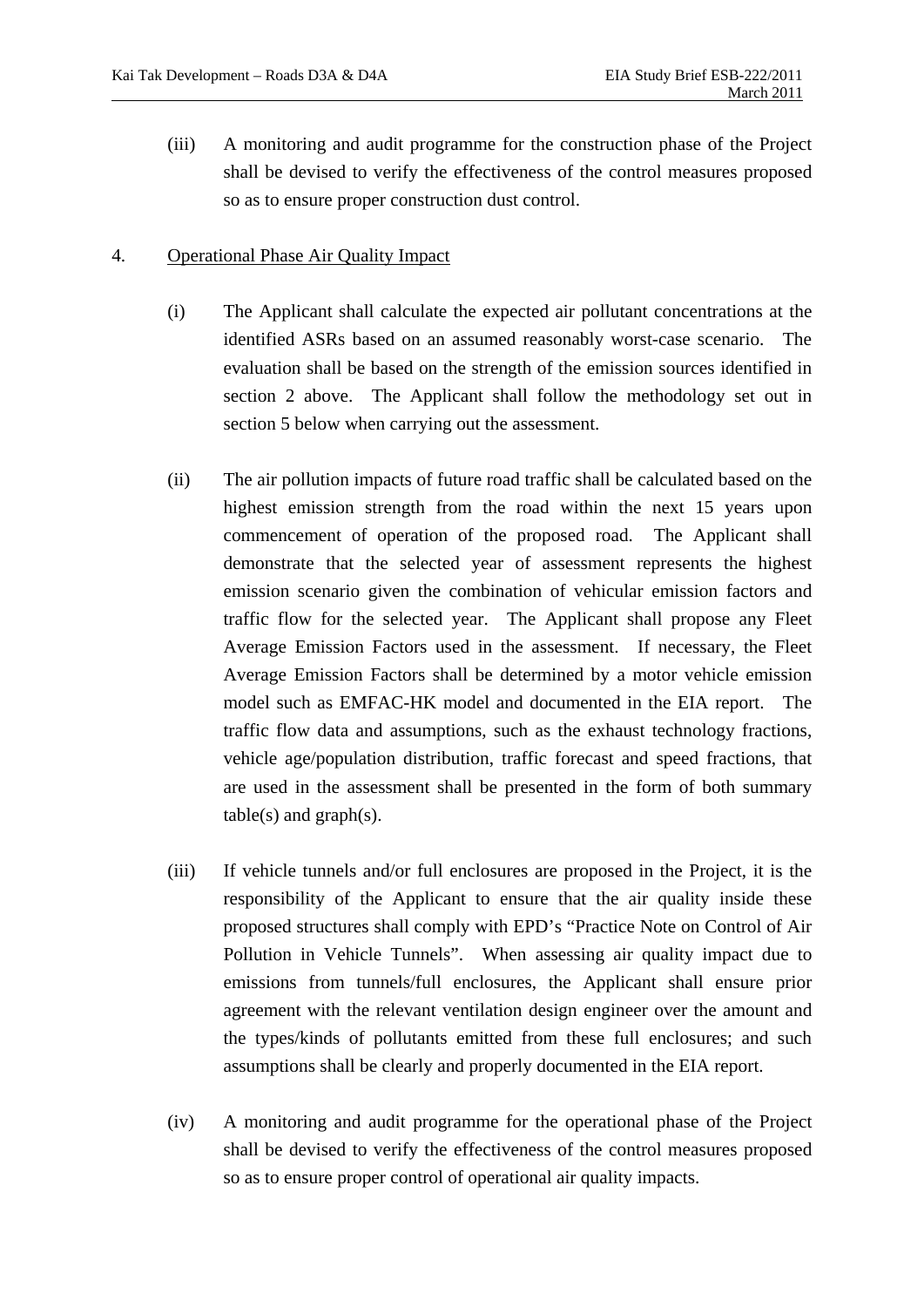(iii) A monitoring and audit programme for the construction phase of the Project shall be devised to verify the effectiveness of the control measures proposed so as to ensure proper construction dust control.

4. Operational Phase Air Quality Impact

(i) The Applicant shall calculate the expected air pollutant concentrations at the identified ASRs based on an assumed reasonably worst-case scenario. The evaluation shall be based on the strength of the emission sources identified in section 2 above. The Applicant shall follow the methodology set out in section 5 below when carrying out the assessment.

(ii) The air pollution impacts of future road traffic shall be calculated based on the highest emission strength from the road within the next 15 years upon commencement of operation of the proposed road. The Applicant shall demonstrate that the selected year of assessment represents the highest emission scenario given the combination of vehicular emission factors and traffic flow for the selected year. The Applicant shall propose any Fleet Average Emission Factors used in the assessment. If necessary, the Fleet Average Emission Factors shall be determined by a motor vehicle emission model such as EMFAC-HK model and documented in the EIA report. The traffic flow data and assumptions, such as the exhaust technology fractions, vehicle age/population distribution, traffic forecast and speed fractions, that are used in the assessment shall be presented in the form of both summary table(s) and graph(s).

(iii) If vehicle tunnels and/or full enclosures are proposed in the Project, it is the responsibility of the Applicant to ensure that the air quality inside these proposed structures shall comply with EPD's "Practice Note on Control of Air Pollution in Vehicle Tunnels". When assessing air quality impact due to emissions from tunnels/full enclosures, the Applicant shall ensure prior agreement with the relevant ventilation design engineer over the amount and the types/kinds of pollutants emitted from these full enclosures; and such assumptions shall be clearly and properly documented in the EIA report.

(iv) A monitoring and audit programme for the operational phase of the Project shall be devised to verify the effectiveness of the control measures proposed so as to ensure proper control of operational air quality impacts.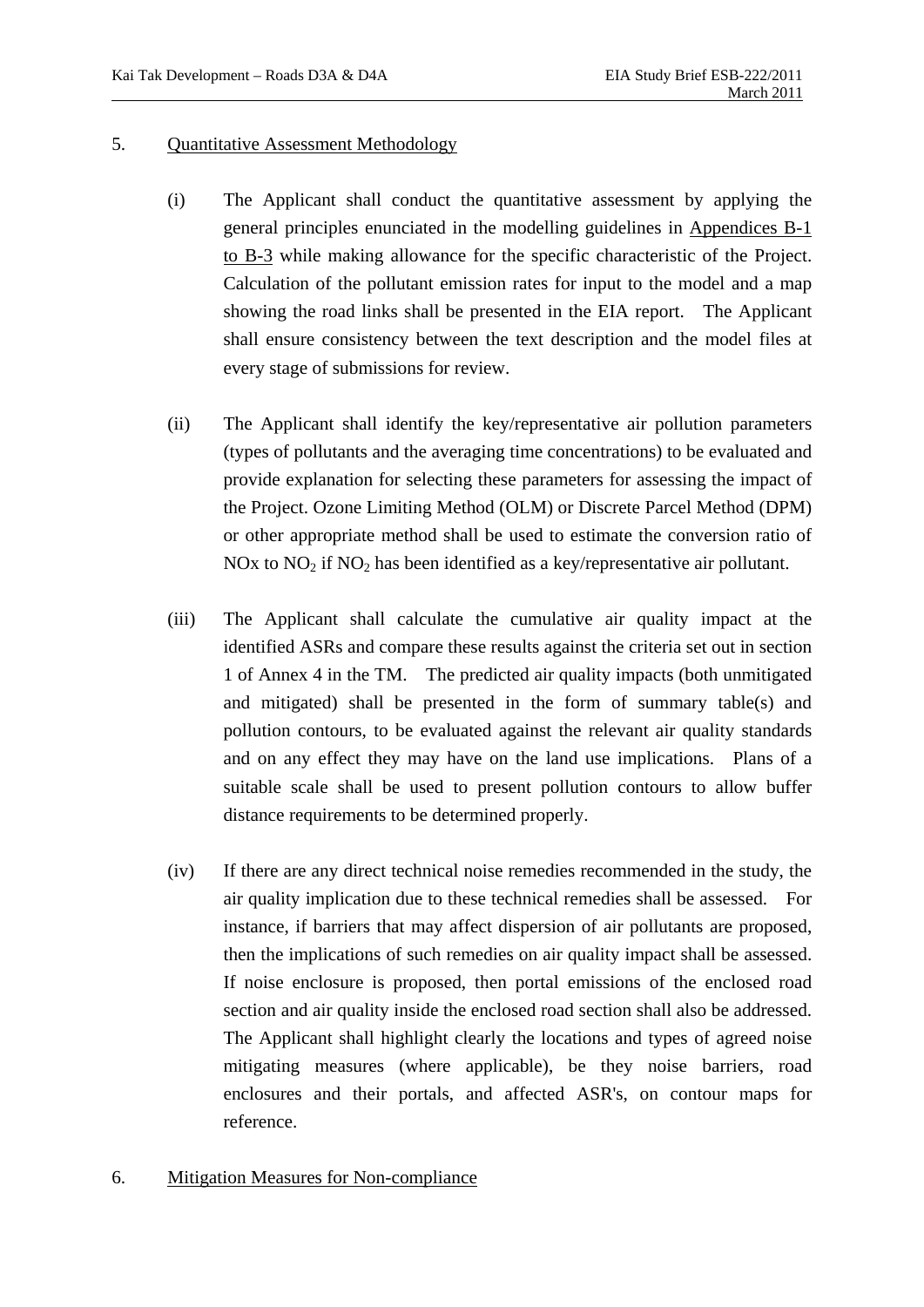5. Quantitative Assessment Methodology

(i) The Applicant shall conduct the quantitative assessment by applying the general principles enunciated in the modelling guidelines in Appendices B-1 to B-3 while making allowance for the specific characteristic of the Project. Calculation of the pollutant emission rates for input to the model and a map showing the road links shall be presented in the EIA report. The Applicant shall ensure consistency between the text description and the model files at every stage of submissions for review.

(ii) The Applicant shall identify the key/representative air pollution parameters (types of pollutants and the averaging time concentrations) to be evaluated and provide explanation for selecting these parameters for assessing the impact of the Project. Ozone Limiting Method (OLM) or Discrete Parcel Method (DPM) or other appropriate method shall be used to estimate the conversion ratio of NOx to $NO_2$ if $NO_2$ has been identified as a key/representative air pollutant.

(iii) The Applicant shall calculate the cumulative air quality impact at the identified ASRs and compare these results against the criteria set out in section 1 of Annex 4 in the TM. The predicted air quality impacts (both unmitigated and mitigated) shall be presented in the form of summary table(s) and pollution contours, to be evaluated against the relevant air quality standards and on any effect they may have on the land use implications. Plans of a suitable scale shall be used to present pollution contours to allow buffer distance requirements to be determined properly.

(iv) If there are any direct technical noise remedies recommended in the study, the air quality implication due to these technical remedies shall be assessed. For instance, if barriers that may affect dispersion of air pollutants are proposed, then the implications of such remedies on air quality impact shall be assessed. If noise enclosure is proposed, then portal emissions of the enclosed road section and air quality inside the enclosed road section shall also be addressed. The Applicant shall highlight clearly the locations and types of agreed noise mitigating measures (where applicable), be they noise barriers, road enclosures and their portals, and affected ASR's, on contour maps for reference.

6. Mitigation Measures for Non-compliance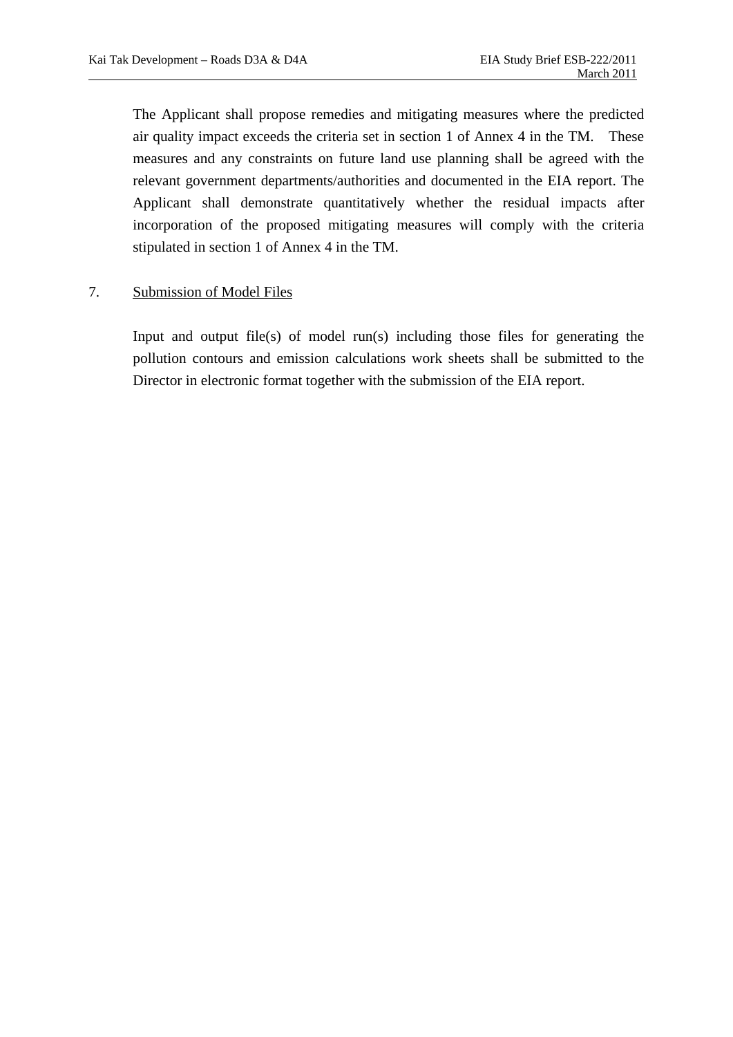The Applicant shall propose remedies and mitigating measures where the predicted air quality impact exceeds the criteria set in section 1 of Annex 4 in the TM. These measures and any constraints on future land use planning shall be agreed with the relevant government departments/authorities and documented in the EIA report. The Applicant shall demonstrate quantitatively whether the residual impacts after incorporation of the proposed mitigating measures will comply with the criteria stipulated in section 1 of Annex 4 in the TM.

7. Submission of Model Files

Input and output file(s) of model run(s) including those files for generating the pollution contours and emission calculations work sheets shall be submitted to the Director in electronic format together with the submission of the EIA report.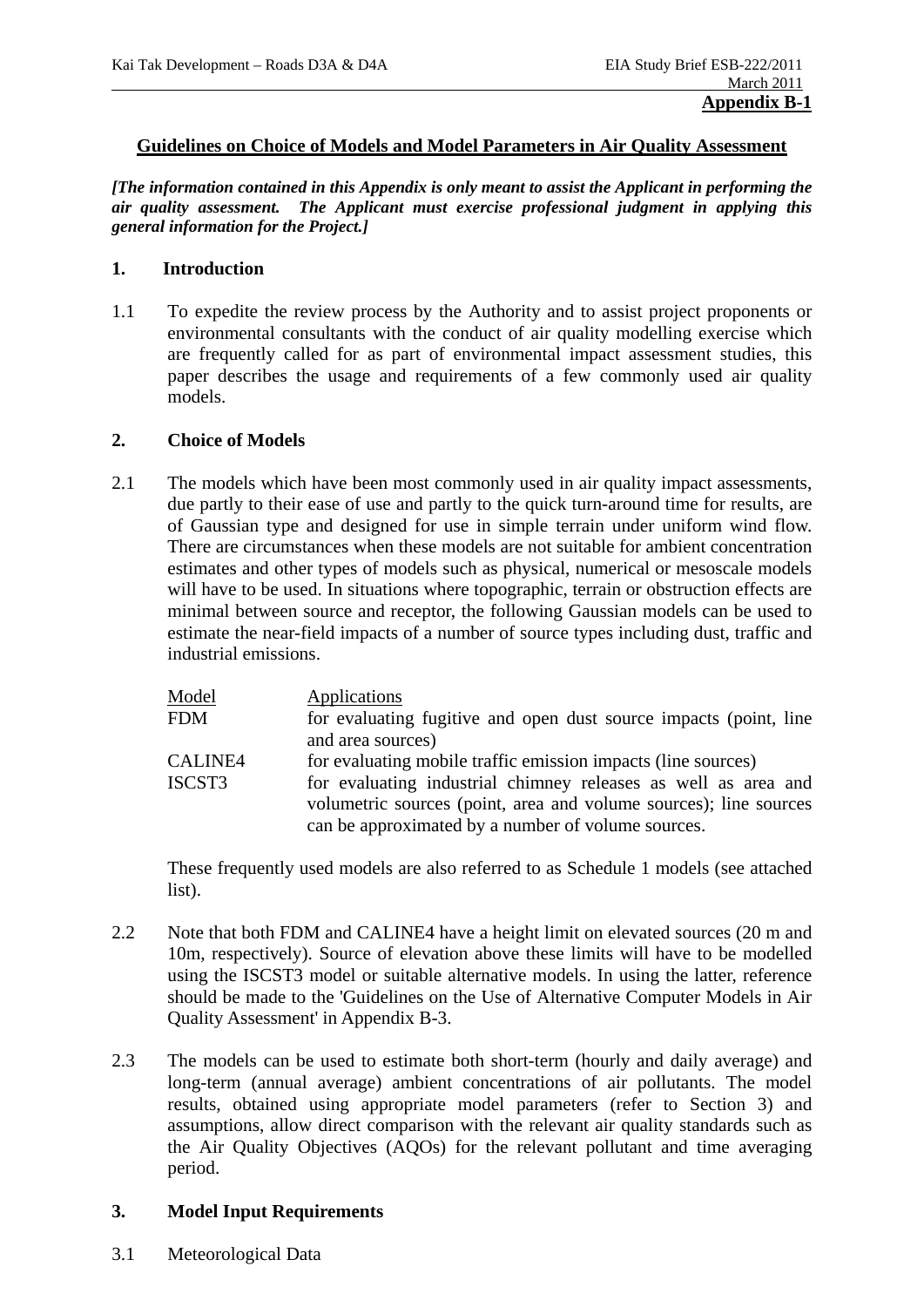**Appendix B-1**

## Guidelines on Choice of Models and Model Parameters in Air Quality Assessment

***[The information contained in this Appendix is only meant to assist the Applicant in performing the air quality assessment. The Applicant must exercise professional judgment in applying this general information for the Project.]***

### 1. Introduction

1.1 To expedite the review process by the Authority and to assist project proponents or environmental consultants with the conduct of air quality modelling exercise which are frequently called for as part of environmental impact assessment studies, this paper describes the usage and requirements of a few commonly used air quality models.

### 2. Choice of Models

2.1 The models which have been most commonly used in air quality impact assessments, due partly to their ease of use and partly to the quick turn-around time for results, are of Gaussian type and designed for use in simple terrain under uniform wind flow. There are circumstances when these models are not suitable for ambient concentration estimates and other types of models such as physical, numerical or mesoscale models will have to be used. In situations where topographic, terrain or obstruction effects are minimal between source and receptor, the following Gaussian models can be used to estimate the near-field impacts of a number of source types including dust, traffic and industrial emissions.

| Model | Applications |
|---|---|
| FDM | for evaluating fugitive and open dust source impacts (point, line and area sources) |
| CALINE4 | for evaluating mobile traffic emission impacts (line sources) |
| ISCST3 | for evaluating industrial chimney releases as well as area and volumetric sources (point, area and volume sources); line sources can be approximated by a number of volume sources. |

These frequently used models are also referred to as Schedule 1 models (see attached list).

2.2 Note that both FDM and CALINE4 have a height limit on elevated sources (20 m and 10m, respectively). Source of elevation above these limits will have to be modelled using the ISCST3 model or suitable alternative models. In using the latter, reference should be made to the 'Guidelines on the Use of Alternative Computer Models in Air Quality Assessment' in Appendix B-3.

2.3 The models can be used to estimate both short-term (hourly and daily average) and long-term (annual average) ambient concentrations of air pollutants. The model results, obtained using appropriate model parameters (refer to Section 3) and assumptions, allow direct comparison with the relevant air quality standards such as the Air Quality Objectives (AQOs) for the relevant pollutant and time averaging period.

### 3. Model Input Requirements

3.1 Meteorological Data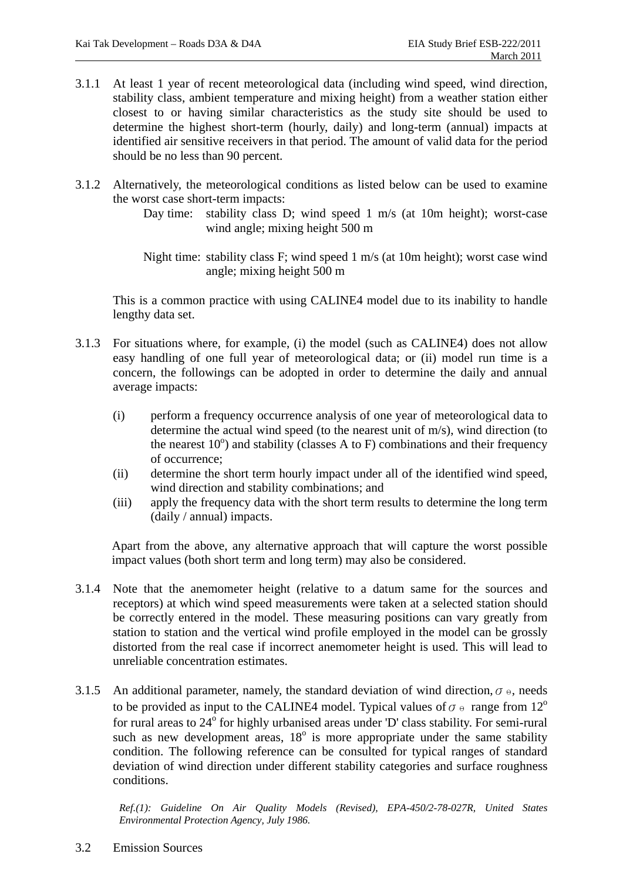3.1.1 At least 1 year of recent meteorological data (including wind speed, wind direction, stability class, ambient temperature and mixing height) from a weather station either closest to or having similar characteristics as the study site should be used to determine the highest short-term (hourly, daily) and long-term (annual) impacts at identified air sensitive receivers in that period. The amount of valid data for the period should be no less than 90 percent.

3.1.2 Alternatively, the meteorological conditions as listed below can be used to examine the worst case short-term impacts:

Day time: stability class D; wind speed 1 m/s (at 10m height); worst-case wind angle; mixing height 500 m

Night time: stability class F; wind speed 1 m/s (at 10m height); worst case wind angle; mixing height 500 m

This is a common practice with using CALINE4 model due to its inability to handle lengthy data set.

3.1.3 For situations where, for example, (i) the model (such as CALINE4) does not allow easy handling of one full year of meteorological data; or (ii) model run time is a concern, the followings can be adopted in order to determine the daily and annual average impacts:

(i) perform a frequency occurrence analysis of one year of meteorological data to determine the actual wind speed (to the nearest unit of m/s), wind direction (to the nearest $10^{o}$) and stability (classes A to F) combinations and their frequency of occurrence;

(ii) determine the short term hourly impact under all of the identified wind speed, wind direction and stability combinations; and

(iii) apply the frequency data with the short term results to determine the long term (daily / annual) impacts.

Apart from the above, any alternative approach that will capture the worst possible impact values (both short term and long term) may also be considered.

3.1.4 Note that the anemometer height (relative to a datum same for the sources and receptors) at which wind speed measurements were taken at a selected station should be correctly entered in the model. These measuring positions can vary greatly from station to station and the vertical wind profile employed in the model can be grossly distorted from the real case if incorrect anemometer height is used. This will lead to unreliable concentration estimates.

3.1.5 An additional parameter, namely, the standard deviation of wind direction, $\sigma_{\Theta}$, needs to be provided as input to the CALINE4 model. Typical values of $\sigma_{\Theta}$ range from $12^{o}$ for rural areas to $24^{o}$ for highly urbanised areas under 'D' class stability. For semi-rural such as new development areas, $18^{o}$ is more appropriate under the same stability condition. The following reference can be consulted for typical ranges of standard deviation of wind direction under different stability categories and surface roughness conditions.

*Ref.(1): Guideline On Air Quality Models (Revised), EPA-450/2-78-027R, United States Environmental Protection Agency, July 1986.*

3.2 Emission Sources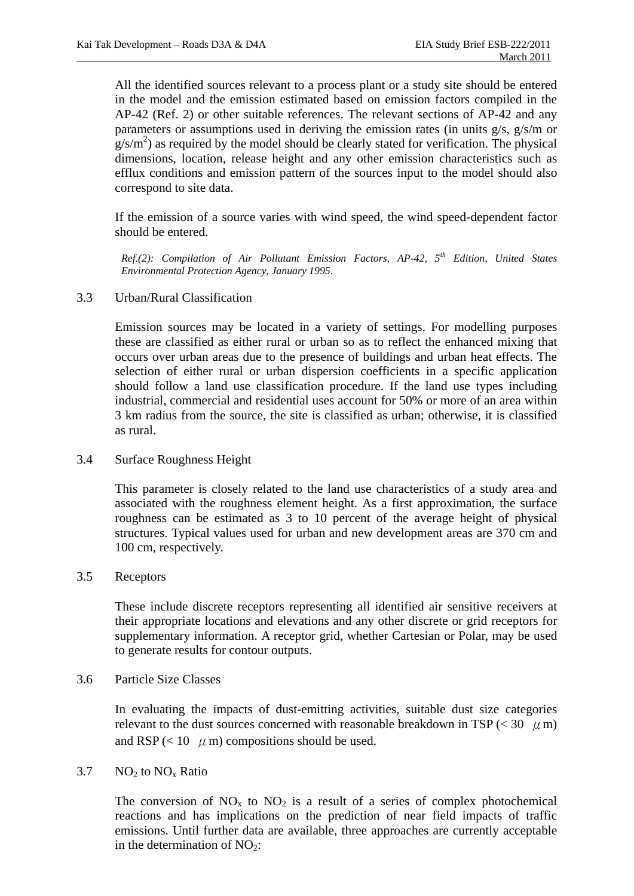All the identified sources relevant to a process plant or a study site should be entered in the model and the emission estimated based on emission factors compiled in the AP-42 (Ref. 2) or other suitable references. The relevant sections of AP-42 and any parameters or assumptions used in deriving the emission rates (in units g/s, g/s/m or $g/s/m^2$) as required by the model should be clearly stated for verification. The physical dimensions, location, release height and any other emission characteristics such as efflux conditions and emission pattern of the sources input to the model should also correspond to site data.

If the emission of a source varies with wind speed, the wind speed-dependent factor should be entered.

*Ref.(2): Compilation of Air Pollutant Emission Factors, AP-42, 5th Edition, United States Environmental Protection Agency, January 1995.*

3.3 Urban/Rural Classification

Emission sources may be located in a variety of settings. For modelling purposes these are classified as either rural or urban so as to reflect the enhanced mixing that occurs over urban areas due to the presence of buildings and urban heat effects. The selection of either rural or urban dispersion coefficients in a specific application should follow a land use classification procedure. If the land use types including industrial, commercial and residential uses account for 50% or more of an area within 3 km radius from the source, the site is classified as urban; otherwise, it is classified as rural.

3.4 Surface Roughness Height

This parameter is closely related to the land use characteristics of a study area and associated with the roughness element height. As a first approximation, the surface roughness can be estimated as 3 to 10 percent of the average height of physical structures. Typical values used for urban and new development areas are 370 cm and 100 cm, respectively.

3.5 Receptors

These include discrete receptors representing all identified air sensitive receivers at their appropriate locations and elevations and any other discrete or grid receptors for supplementary information. A receptor grid, whether Cartesian or Polar, may be used to generate results for contour outputs.

3.6 Particle Size Classes

In evaluating the impacts of dust-emitting activities, suitable dust size categories relevant to the dust sources concerned with reasonable breakdown in TSP ($< 30\ \mu m$) and RSP ($< 10\ \mu m$) compositions should be used.

3.7 $NO_2$ to $NO_x$ Ratio

The conversion of $NO_x$ to $NO_2$ is a result of a series of complex photochemical reactions and has implications on the prediction of near field impacts of traffic emissions. Until further data are available, three approaches are currently acceptable in the determination of $NO_2$: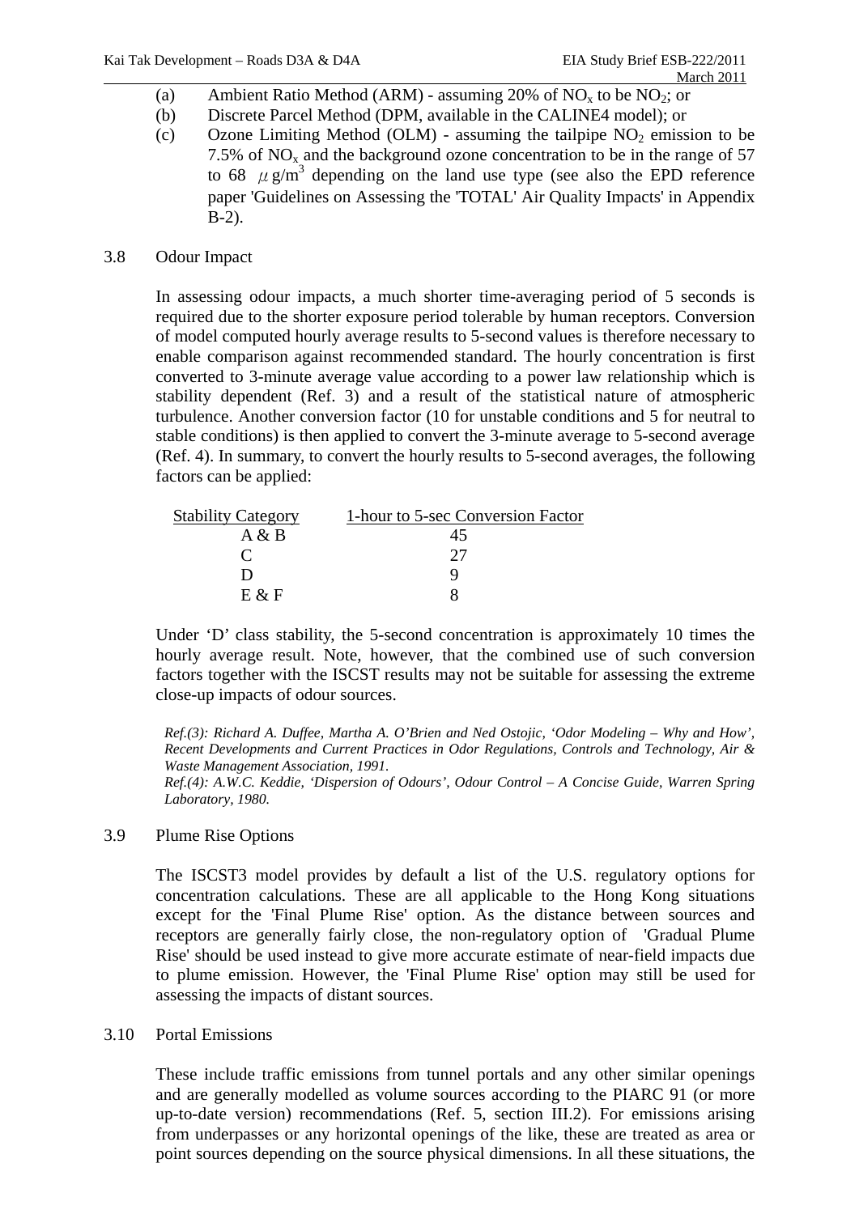(a) Ambient Ratio Method (ARM) - assuming 20% of $NO_x$ to be $NO_2$; or
(b) Discrete Parcel Method (DPM, available in the CALINE4 model); or
(c) Ozone Limiting Method (OLM) - assuming the tailpipe $NO_2$ emission to be 7.5% of $NO_x$ and the background ozone concentration to be in the range of 57 to 68 $\mu g/m^3$ depending on the land use type (see also the EPD reference paper 'Guidelines on Assessing the 'TOTAL' Air Quality Impacts' in Appendix B-2).

3.8 Odour Impact

In assessing odour impacts, a much shorter time-averaging period of 5 seconds is required due to the shorter exposure period tolerable by human receptors. Conversion of model computed hourly average results to 5-second values is therefore necessary to enable comparison against recommended standard. The hourly concentration is first converted to 3-minute average value according to a power law relationship which is stability dependent (Ref. 3) and a result of the statistical nature of atmospheric turbulence. Another conversion factor (10 for unstable conditions and 5 for neutral to stable conditions) is then applied to convert the 3-minute average to 5-second average (Ref. 4). In summary, to convert the hourly results to 5-second averages, the following factors can be applied:

| Stability Category | 1-hour to 5-sec Conversion Factor |
|---|---|
| A & B | 45 |
| C | 27 |
| D | 9 |
| E & F | 8 |

Under 'D' class stability, the 5-second concentration is approximately 10 times the hourly average result. Note, however, that the combined use of such conversion factors together with the ISCST results may not be suitable for assessing the extreme close-up impacts of odour sources.

*Ref.(3): Richard A. Duffee, Martha A. O'Brien and Ned Ostojic, 'Odor Modeling – Why and How', Recent Developments and Current Practices in Odor Regulations, Controls and Technology, Air & Waste Management Association, 1991.*
*Ref.(4): A.W.C. Keddie, 'Dispersion of Odours', Odour Control – A Concise Guide, Warren Spring Laboratory, 1980.*

3.9 Plume Rise Options

The ISCST3 model provides by default a list of the U.S. regulatory options for concentration calculations. These are all applicable to the Hong Kong situations except for the 'Final Plume Rise' option. As the distance between sources and receptors are generally fairly close, the non-regulatory option of 'Gradual Plume Rise' should be used instead to give more accurate estimate of near-field impacts due to plume emission. However, the 'Final Plume Rise' option may still be used for assessing the impacts of distant sources.

3.10 Portal Emissions

These include traffic emissions from tunnel portals and any other similar openings and are generally modelled as volume sources according to the PIARC 91 (or more up-to-date version) recommendations (Ref. 5, section III.2). For emissions arising from underpasses or any horizontal openings of the like, these are treated as area or point sources depending on the source physical dimensions. In all these situations, the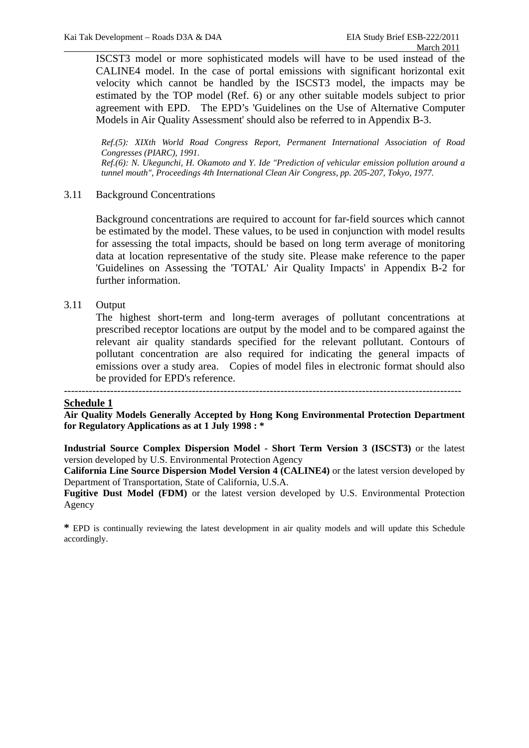ISCST3 model or more sophisticated models will have to be used instead of the CALINE4 model. In the case of portal emissions with significant horizontal exit velocity which cannot be handled by the ISCST3 model, the impacts may be estimated by the TOP model (Ref. 6) or any other suitable models subject to prior agreement with EPD. The EPD's 'Guidelines on the Use of Alternative Computer Models in Air Quality Assessment' should also be referred to in Appendix B-3.

*Ref.(5): XIXth World Road Congress Report, Permanent International Association of Road Congresses (PIARC), 1991.*
*Ref.(6): N. Ukegunchi, H. Okamoto and Y. Ide "Prediction of vehicular emission pollution around a tunnel mouth", Proceedings 4th International Clean Air Congress, pp. 205-207, Tokyo, 1977.*

3.11 Background Concentrations

Background concentrations are required to account for far-field sources which cannot be estimated by the model. These values, to be used in conjunction with model results for assessing the total impacts, should be based on long term average of monitoring data at location representative of the study site. Please make reference to the paper 'Guidelines on Assessing the 'TOTAL' Air Quality Impacts' in Appendix B-2 for further information.

3.11 Output

The highest short-term and long-term averages of pollutant concentrations at prescribed receptor locations are output by the model and to be compared against the relevant air quality standards specified for the relevant pollutant. Contours of pollutant concentration are also required for indicating the general impacts of emissions over a study area. Copies of model files in electronic format should also be provided for EPD's reference.

---

**Schedule 1**

**Air Quality Models Generally Accepted by Hong Kong Environmental Protection Department for Regulatory Applications as at 1 July 1998 : ***

**Industrial Source Complex Dispersion Model - Short Term Version 3 (ISCST3)** or the latest version developed by U.S. Environmental Protection Agency
**California Line Source Dispersion Model Version 4 (CALINE4)** or the latest version developed by Department of Transportation, State of California, U.S.A.
**Fugitive Dust Model (FDM)** or the latest version developed by U.S. Environmental Protection Agency

**\*** EPD is continually reviewing the latest development in air quality models and will update this Schedule accordingly.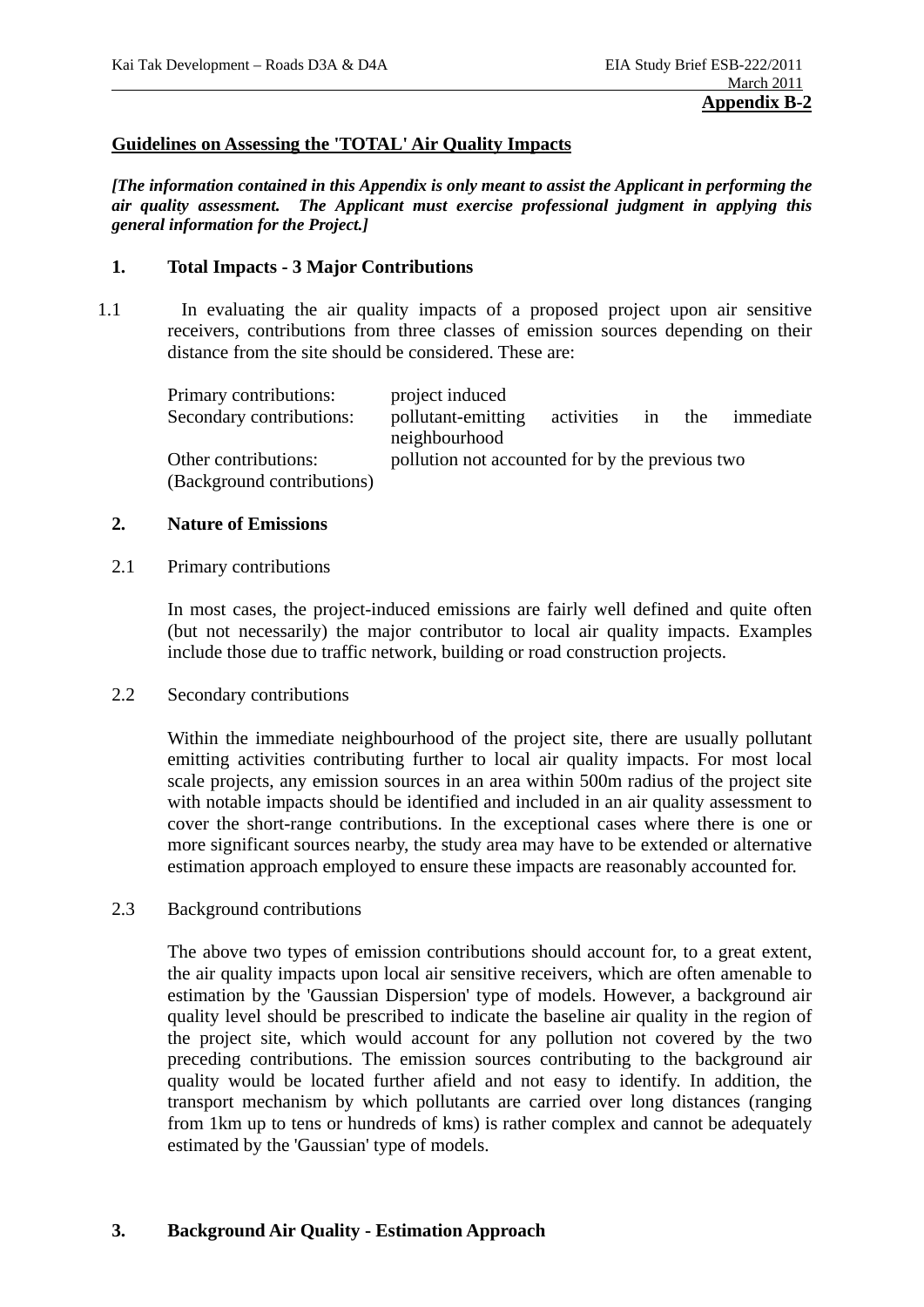**Appendix B-2**

## Guidelines on Assessing the 'TOTAL' Air Quality Impacts

***[The information contained in this Appendix is only meant to assist the Applicant in performing the air quality assessment. The Applicant must exercise professional judgment in applying this general information for the Project.]***

### 1. Total Impacts - 3 Major Contributions

1.1 In evaluating the air quality impacts of a proposed project upon air sensitive receivers, contributions from three classes of emission sources depending on their distance from the site should be considered. These are:

| | |
|---|---|
| Primary contributions: | project induced |
| Secondary contributions: | pollutant-emitting activities in the immediate neighbourhood |
| Other contributions: (Background contributions) | pollution not accounted for by the previous two |

### 2. Nature of Emissions

2.1 Primary contributions

In most cases, the project-induced emissions are fairly well defined and quite often (but not necessarily) the major contributor to local air quality impacts. Examples include those due to traffic network, building or road construction projects.

2.2 Secondary contributions

Within the immediate neighbourhood of the project site, there are usually pollutant emitting activities contributing further to local air quality impacts. For most local scale projects, any emission sources in an area within 500m radius of the project site with notable impacts should be identified and included in an air quality assessment to cover the short-range contributions. In the exceptional cases where there is one or more significant sources nearby, the study area may have to be extended or alternative estimation approach employed to ensure these impacts are reasonably accounted for.

2.3 Background contributions

The above two types of emission contributions should account for, to a great extent, the air quality impacts upon local air sensitive receivers, which are often amenable to estimation by the 'Gaussian Dispersion' type of models. However, a background air quality level should be prescribed to indicate the baseline air quality in the region of the project site, which would account for any pollution not covered by the two preceding contributions. The emission sources contributing to the background air quality would be located further afield and not easy to identify. In addition, the transport mechanism by which pollutants are carried over long distances (ranging from 1km up to tens or hundreds of kms) is rather complex and cannot be adequately estimated by the 'Gaussian' type of models.

### 3. Background Air Quality - Estimation Approach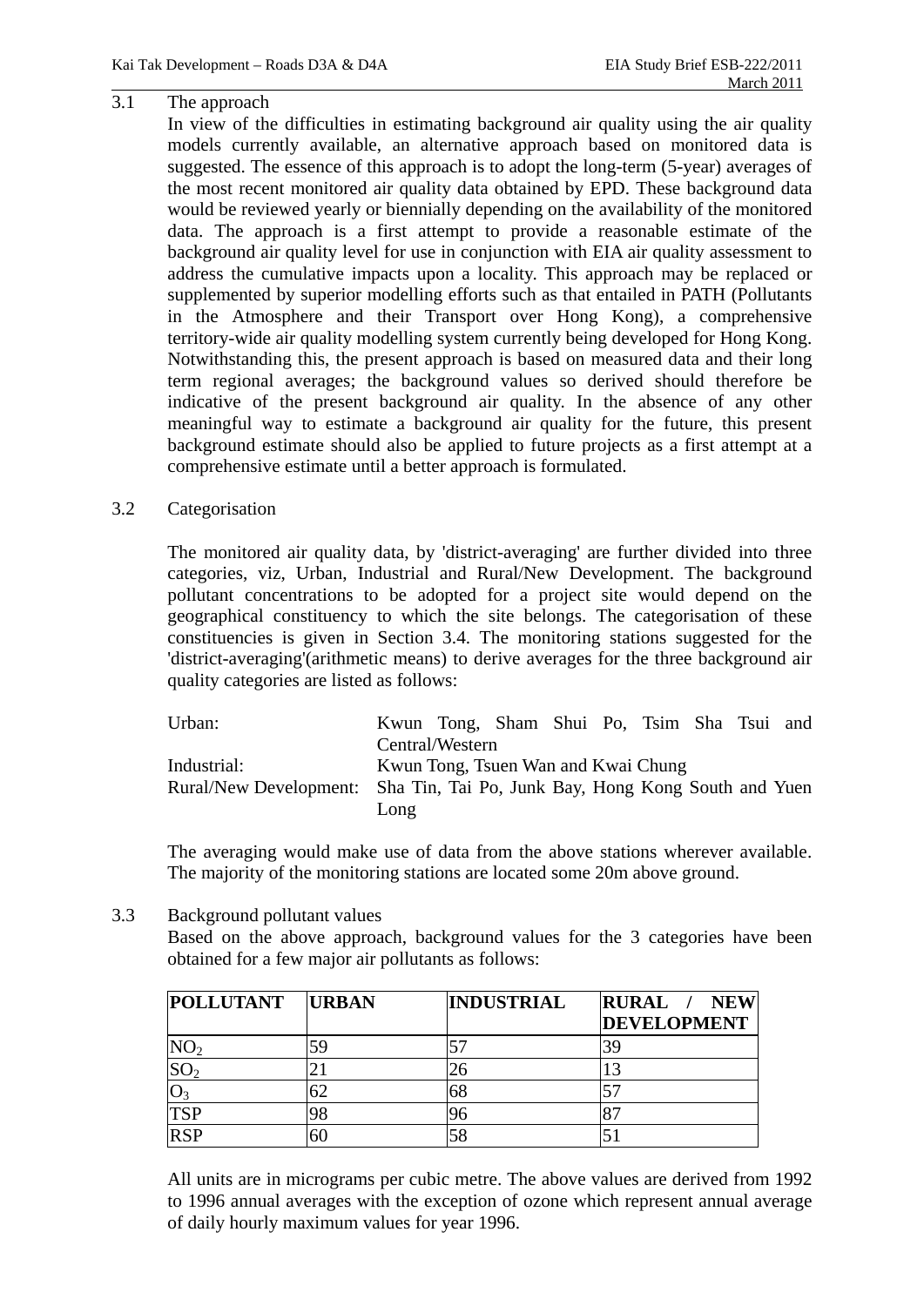3.1 The approach

In view of the difficulties in estimating background air quality using the air quality models currently available, an alternative approach based on monitored data is suggested. The essence of this approach is to adopt the long-term (5-year) averages of the most recent monitored air quality data obtained by EPD. These background data would be reviewed yearly or biennially depending on the availability of the monitored data. The approach is a first attempt to provide a reasonable estimate of the background air quality level for use in conjunction with EIA air quality assessment to address the cumulative impacts upon a locality. This approach may be replaced or supplemented by superior modelling efforts such as that entailed in PATH (Pollutants in the Atmosphere and their Transport over Hong Kong), a comprehensive territory-wide air quality modelling system currently being developed for Hong Kong. Notwithstanding this, the present approach is based on measured data and their long term regional averages; the background values so derived should therefore be indicative of the present background air quality. In the absence of any other meaningful way to estimate a background air quality for the future, this present background estimate should also be applied to future projects as a first attempt at a comprehensive estimate until a better approach is formulated.

3.2 Categorisation

The monitored air quality data, by 'district-averaging' are further divided into three categories, viz, Urban, Industrial and Rural/New Development. The background pollutant concentrations to be adopted for a project site would depend on the geographical constituency to which the site belongs. The categorisation of these constituencies is given in Section 3.4. The monitoring stations suggested for the 'district-averaging'(arithmetic means) to derive averages for the three background air quality categories are listed as follows:

Urban: Kwun Tong, Sham Shui Po, Tsim Sha Tsui and Central/Western
Industrial: Kwun Tong, Tsuen Wan and Kwai Chung
Rural/New Development: Sha Tin, Tai Po, Junk Bay, Hong Kong South and Yuen Long

The averaging would make use of data from the above stations wherever available. The majority of the monitoring stations are located some 20m above ground.

3.3 Background pollutant values

Based on the above approach, background values for the 3 categories have been obtained for a few major air pollutants as follows:

| **POLLUTANT** | **URBAN** | **INDUSTRIAL** | **RURAL / NEW DEVELOPMENT** |
|---|---|---|---|
| $NO_2$ | 59 | 57 | 39 |
| $SO_2$ | 21 | 26 | 13 |
| $O_3$ | 62 | 68 | 57 |
| TSP | 98 | 96 | 87 |
| RSP | 60 | 58 | 51 |

All units are in micrograms per cubic metre. The above values are derived from 1992 to 1996 annual averages with the exception of ozone which represent annual average of daily hourly maximum values for year 1996.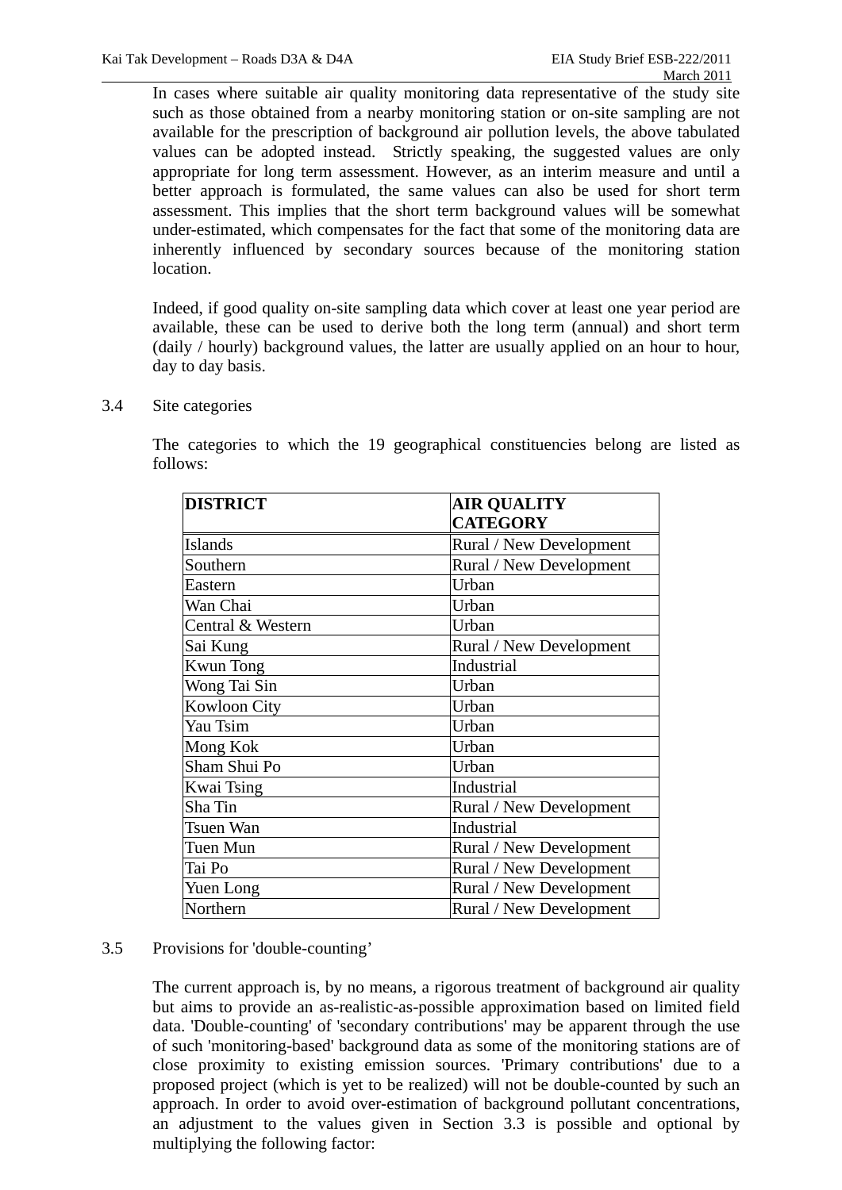In cases where suitable air quality monitoring data representative of the study site such as those obtained from a nearby monitoring station or on-site sampling are not available for the prescription of background air pollution levels, the above tabulated values can be adopted instead. Strictly speaking, the suggested values are only appropriate for long term assessment. However, as an interim measure and until a better approach is formulated, the same values can also be used for short term assessment. This implies that the short term background values will be somewhat under-estimated, which compensates for the fact that some of the monitoring data are inherently influenced by secondary sources because of the monitoring station location.

Indeed, if good quality on-site sampling data which cover at least one year period are available, these can be used to derive both the long term (annual) and short term (daily / hourly) background values, the latter are usually applied on an hour to hour, day to day basis.

3.4 Site categories

The categories to which the 19 geographical constituencies belong are listed as follows:

| **DISTRICT** | **AIR QUALITY CATEGORY** |
|---|---|
| Islands | Rural / New Development |
| Southern | Rural / New Development |
| Eastern | Urban |
| Wan Chai | Urban |
| Central & Western | Urban |
| Sai Kung | Rural / New Development |
| Kwun Tong | Industrial |
| Wong Tai Sin | Urban |
| Kowloon City | Urban |
| Yau Tsim | Urban |
| Mong Kok | Urban |
| Sham Shui Po | Urban |
| Kwai Tsing | Industrial |
| Sha Tin | Rural / New Development |
| Tsuen Wan | Industrial |
| Tuen Mun | Rural / New Development |
| Tai Po | Rural / New Development |
| Yuen Long | Rural / New Development |
| Northern | Rural / New Development |

3.5 Provisions for 'double-counting'

The current approach is, by no means, a rigorous treatment of background air quality but aims to provide an as-realistic-as-possible approximation based on limited field data. 'Double-counting' of 'secondary contributions' may be apparent through the use of such 'monitoring-based' background data as some of the monitoring stations are of close proximity to existing emission sources. 'Primary contributions' due to a proposed project (which is yet to be realized) will not be double-counted by such an approach. In order to avoid over-estimation of background pollutant concentrations, an adjustment to the values given in Section 3.3 is possible and optional by multiplying the following factor: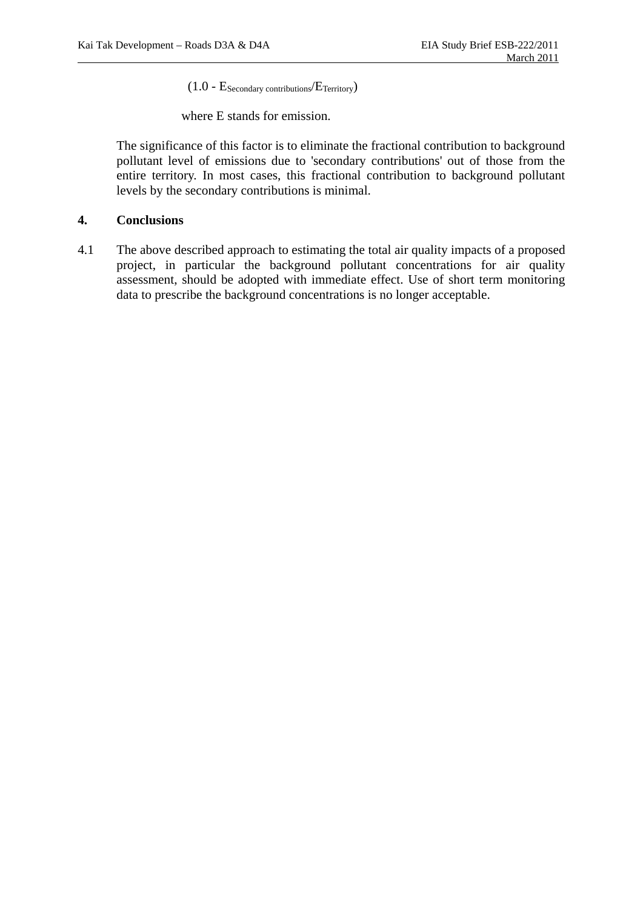$$(1.0 - E_{\text{Secondary contributions}}/E_{\text{Territory}})$$

where E stands for emission.

The significance of this factor is to eliminate the fractional contribution to background pollutant level of emissions due to 'secondary contributions' out of those from the entire territory. In most cases, this fractional contribution to background pollutant levels by the secondary contributions is minimal.

## 4. Conclusions

4.1 The above described approach to estimating the total air quality impacts of a proposed project, in particular the background pollutant concentrations for air quality assessment, should be adopted with immediate effect. Use of short term monitoring data to prescribe the background concentrations is no longer acceptable.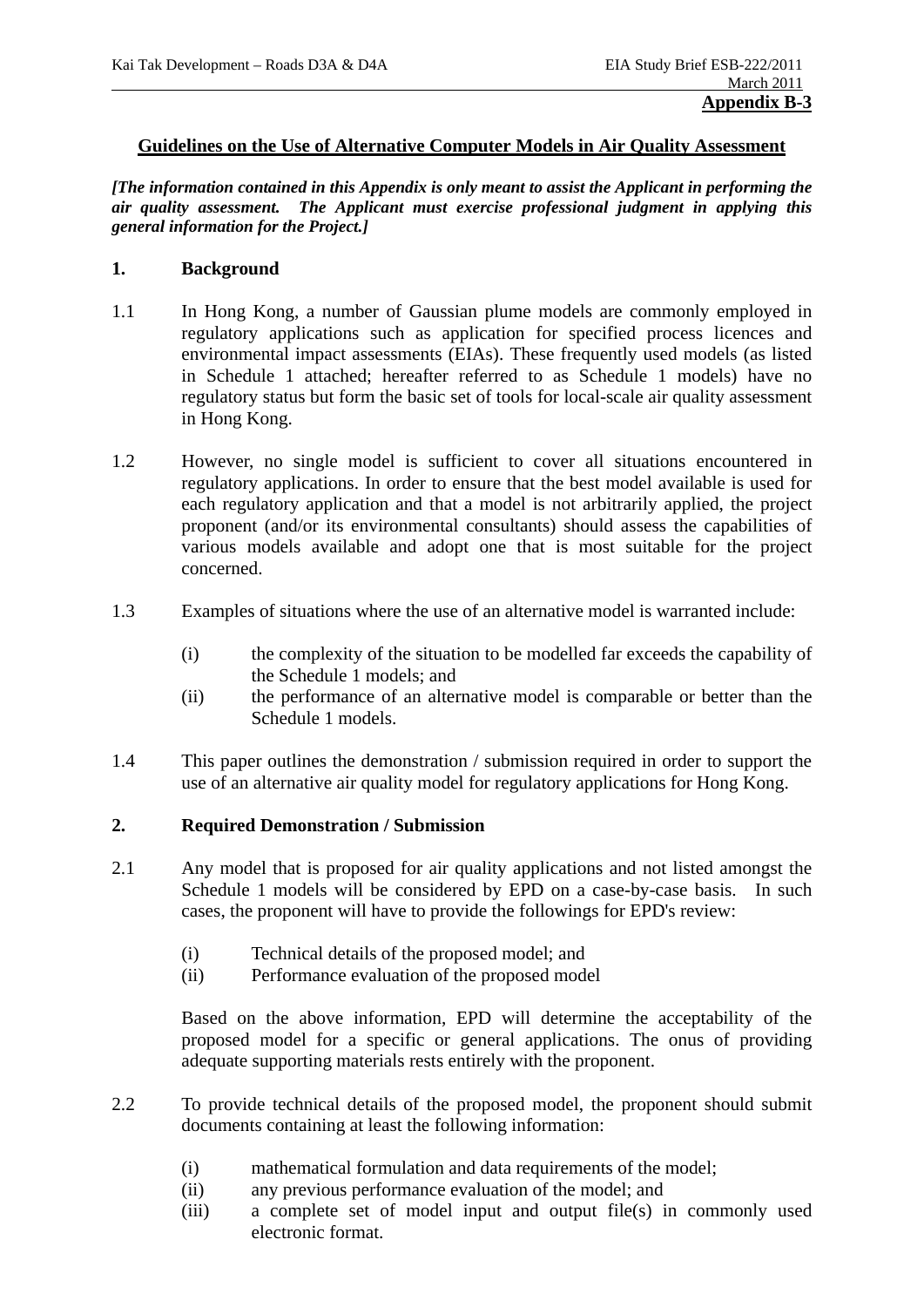**Appendix B-3**

## Guidelines on the Use of Alternative Computer Models in Air Quality Assessment

***[The information contained in this Appendix is only meant to assist the Applicant in performing the air quality assessment. The Applicant must exercise professional judgment in applying this general information for the Project.]***

### 1. Background

1.1 In Hong Kong, a number of Gaussian plume models are commonly employed in regulatory applications such as application for specified process licences and environmental impact assessments (EIAs). These frequently used models (as listed in Schedule 1 attached; hereafter referred to as Schedule 1 models) have no regulatory status but form the basic set of tools for local-scale air quality assessment in Hong Kong.

1.2 However, no single model is sufficient to cover all situations encountered in regulatory applications. In order to ensure that the best model available is used for each regulatory application and that a model is not arbitrarily applied, the project proponent (and/or its environmental consultants) should assess the capabilities of various models available and adopt one that is most suitable for the project concerned.

1.3 Examples of situations where the use of an alternative model is warranted include:

- (i) the complexity of the situation to be modelled far exceeds the capability of the Schedule 1 models; and
- (ii) the performance of an alternative model is comparable or better than the Schedule 1 models.

1.4 This paper outlines the demonstration / submission required in order to support the use of an alternative air quality model for regulatory applications for Hong Kong.

### 2. Required Demonstration / Submission

2.1 Any model that is proposed for air quality applications and not listed amongst the Schedule 1 models will be considered by EPD on a case-by-case basis. In such cases, the proponent will have to provide the followings for EPD's review:

- (i) Technical details of the proposed model; and
- (ii) Performance evaluation of the proposed model

Based on the above information, EPD will determine the acceptability of the proposed model for a specific or general applications. The onus of providing adequate supporting materials rests entirely with the proponent.

2.2 To provide technical details of the proposed model, the proponent should submit documents containing at least the following information:

- (i) mathematical formulation and data requirements of the model;
- (ii) any previous performance evaluation of the model; and
- (iii) a complete set of model input and output file(s) in commonly used electronic format.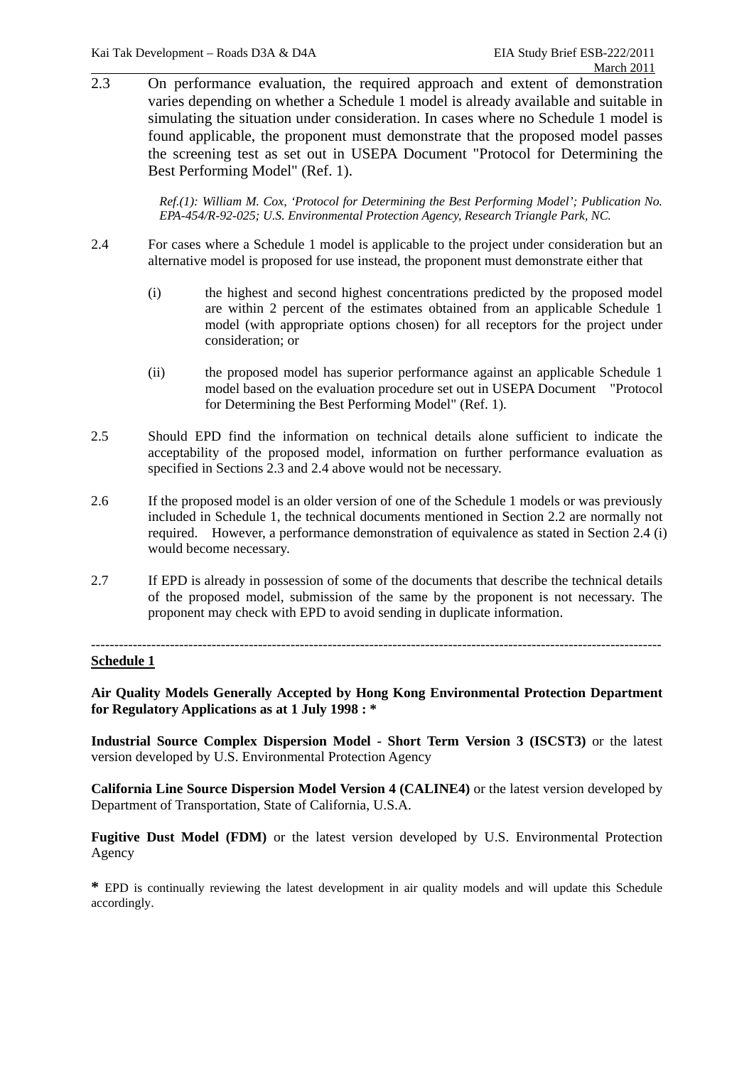2.3 On performance evaluation, the required approach and extent of demonstration varies depending on whether a Schedule 1 model is already available and suitable in simulating the situation under consideration. In cases where no Schedule 1 model is found applicable, the proponent must demonstrate that the proposed model passes the screening test as set out in USEPA Document "Protocol for Determining the Best Performing Model" (Ref. 1).

*Ref.(1): William M. Cox, 'Protocol for Determining the Best Performing Model'; Publication No. EPA-454/R-92-025; U.S. Environmental Protection Agency, Research Triangle Park, NC.*

2.4 For cases where a Schedule 1 model is applicable to the project under consideration but an alternative model is proposed for use instead, the proponent must demonstrate either that

(i) the highest and second highest concentrations predicted by the proposed model are within 2 percent of the estimates obtained from an applicable Schedule 1 model (with appropriate options chosen) for all receptors for the project under consideration; or

(ii) the proposed model has superior performance against an applicable Schedule 1 model based on the evaluation procedure set out in USEPA Document "Protocol for Determining the Best Performing Model" (Ref. 1).

2.5 Should EPD find the information on technical details alone sufficient to indicate the acceptability of the proposed model, information on further performance evaluation as specified in Sections 2.3 and 2.4 above would not be necessary.

2.6 If the proposed model is an older version of one of the Schedule 1 models or was previously included in Schedule 1, the technical documents mentioned in Section 2.2 are normally not required. However, a performance demonstration of equivalence as stated in Section 2.4 (i) would become necessary.

2.7 If EPD is already in possession of some of the documents that describe the technical details of the proposed model, submission of the same by the proponent is not necessary. The proponent may check with EPD to avoid sending in duplicate information.

---

**Schedule 1**

**Air Quality Models Generally Accepted by Hong Kong Environmental Protection Department for Regulatory Applications as at 1 July 1998 : \***

**Industrial Source Complex Dispersion Model - Short Term Version 3 (ISCST3)** or the latest version developed by U.S. Environmental Protection Agency

**California Line Source Dispersion Model Version 4 (CALINE4)** or the latest version developed by Department of Transportation, State of California, U.S.A.

**Fugitive Dust Model (FDM)** or the latest version developed by U.S. Environmental Protection Agency

**\*** EPD is continually reviewing the latest development in air quality models and will update this Schedule accordingly.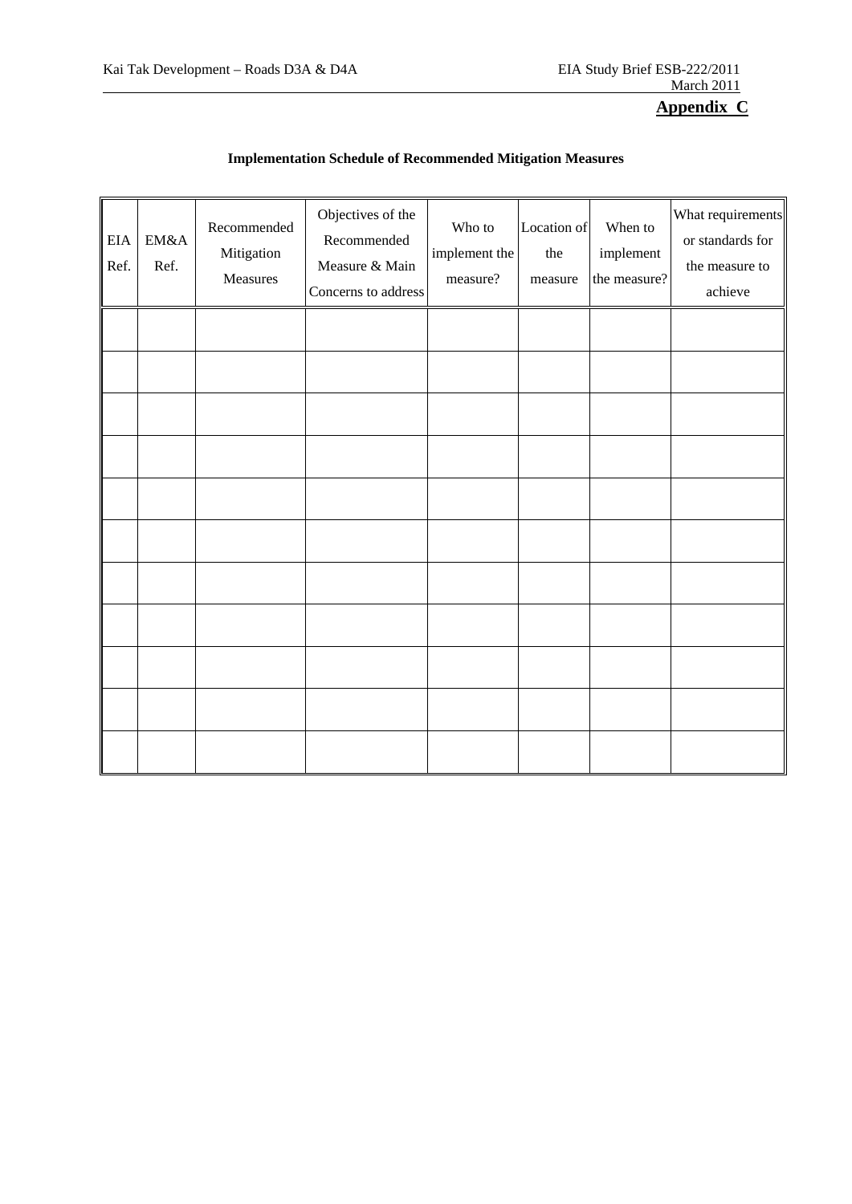**Appendix C**

**Implementation Schedule of Recommended Mitigation Measures**

| EIA Ref. | EM&A Ref. | Recommended Mitigation Measures | Objectives of the Recommended Measure & Main Concerns to address | Who to implement the measure? | Location of the measure | When to implement the measure? | What requirements or standards for the measure to achieve |
|---|---|---|---|---|---|---|---|
| | | | | | | | |
| | | | | | | | |
| | | | | | | | |
| | | | | | | | |
| | | | | | | | |
| | | | | | | | |
| | | | | | | | |
| | | | | | | | |
| | | | | | | | |
| | | | | | | | |
| | | | | | | | |